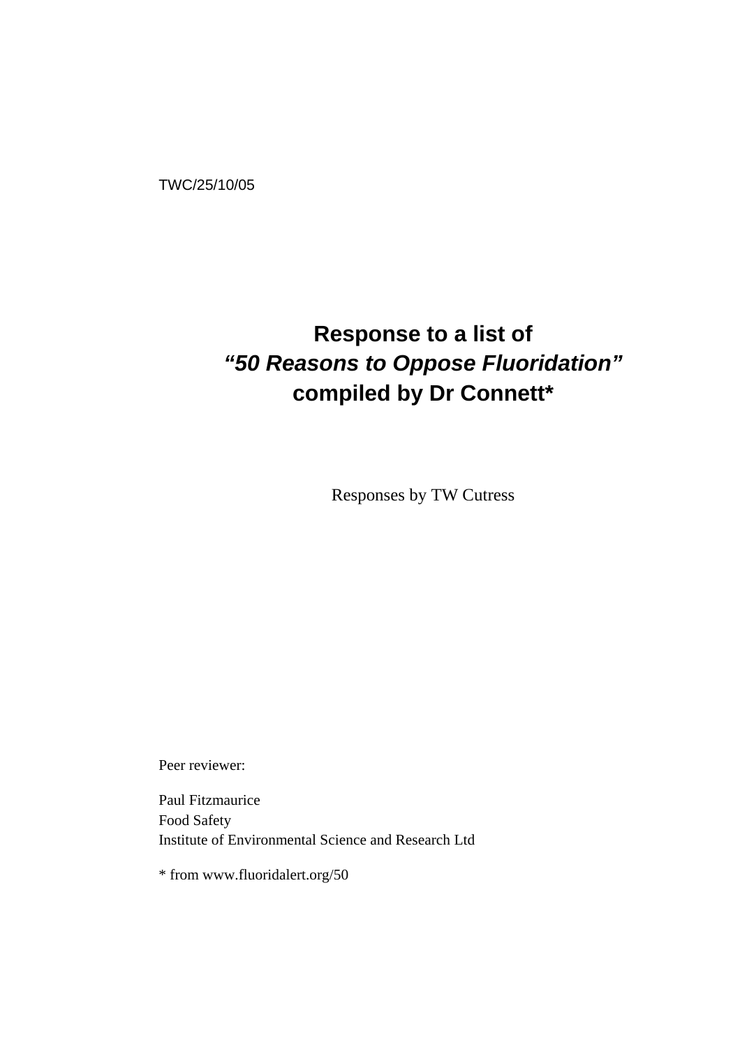TWC/25/10/05

# Response to a list of *"50 Reasons to Oppose Fluoridation"* compiled by Dr Connett*

Responses by TW Cutress

Peer reviewer:

Paul Fitzmaurice
Food Safety
Institute of Environmental Science and Research Ltd

* from www.fluoridalert.org/50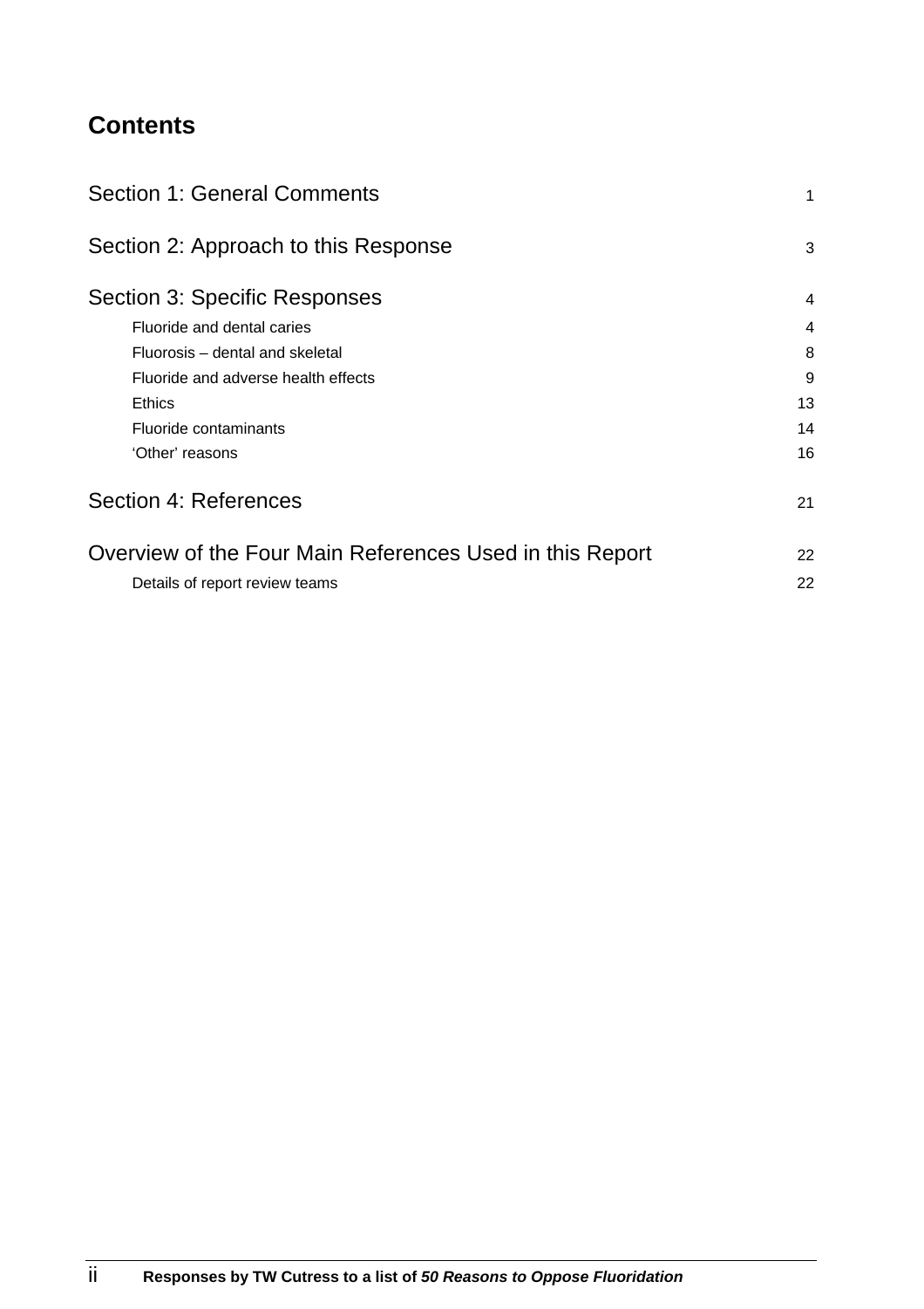# Contents

| | |
|---|---|
| Section 1: General Comments | 1 |
| Section 2: Approach to this Response | 3 |
| Section 3: Specific Responses | 4 |
| Fluoride and dental caries | 4 |
| Fluorosis – dental and skeletal | 8 |
| Fluoride and adverse health effects | 9 |
| Ethics | 13 |
| Fluoride contaminants | 14 |
| 'Other' reasons | 16 |
| Section 4: References | 21 |
| Overview of the Four Main References Used in this Report | 22 |
| Details of report review teams | 22 |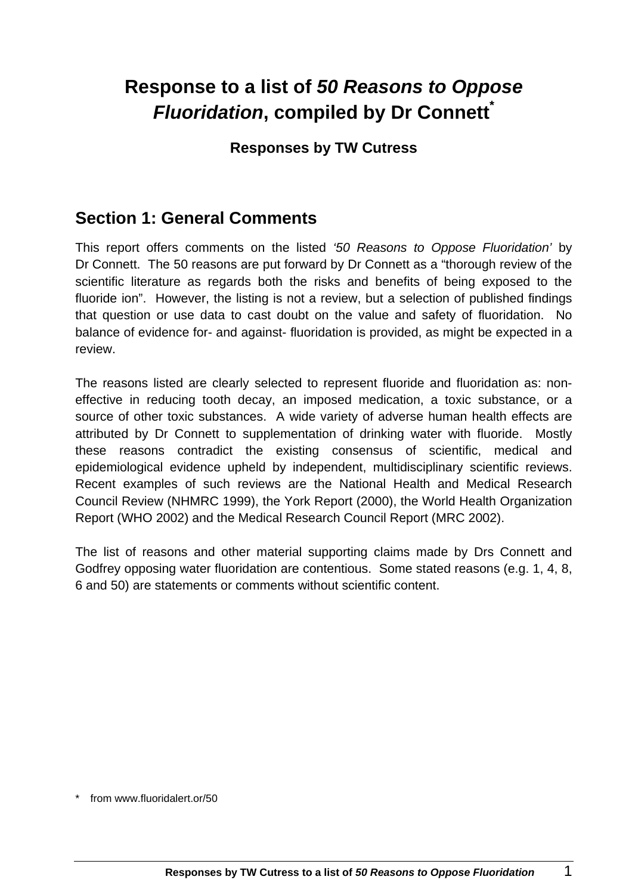# Response to a list of *50 Reasons to Oppose Fluoridation*, compiled by Dr Connett*

**Responses by TW Cutress**

## Section 1: General Comments

This report offers comments on the listed *'50 Reasons to Oppose Fluoridation'* by Dr Connett. The 50 reasons are put forward by Dr Connett as a "thorough review of the scientific literature as regards both the risks and benefits of being exposed to the fluoride ion". However, the listing is not a review, but a selection of published findings that question or use data to cast doubt on the value and safety of fluoridation. No balance of evidence for- and against- fluoridation is provided, as might be expected in a review.

The reasons listed are clearly selected to represent fluoride and fluoridation as: non-effective in reducing tooth decay, an imposed medication, a toxic substance, or a source of other toxic substances. A wide variety of adverse human health effects are attributed by Dr Connett to supplementation of drinking water with fluoride. Mostly these reasons contradict the existing consensus of scientific, medical and epidemiological evidence upheld by independent, multidisciplinary scientific reviews. Recent examples of such reviews are the National Health and Medical Research Council Review (NHMRC 1999), the York Report (2000), the World Health Organization Report (WHO 2002) and the Medical Research Council Report (MRC 2002).

The list of reasons and other material supporting claims made by Drs Connett and Godfrey opposing water fluoridation are contentious. Some stated reasons (e.g. 1, 4, 8, 6 and 50) are statements or comments without scientific content.

\* from www.fluoridalert.or/50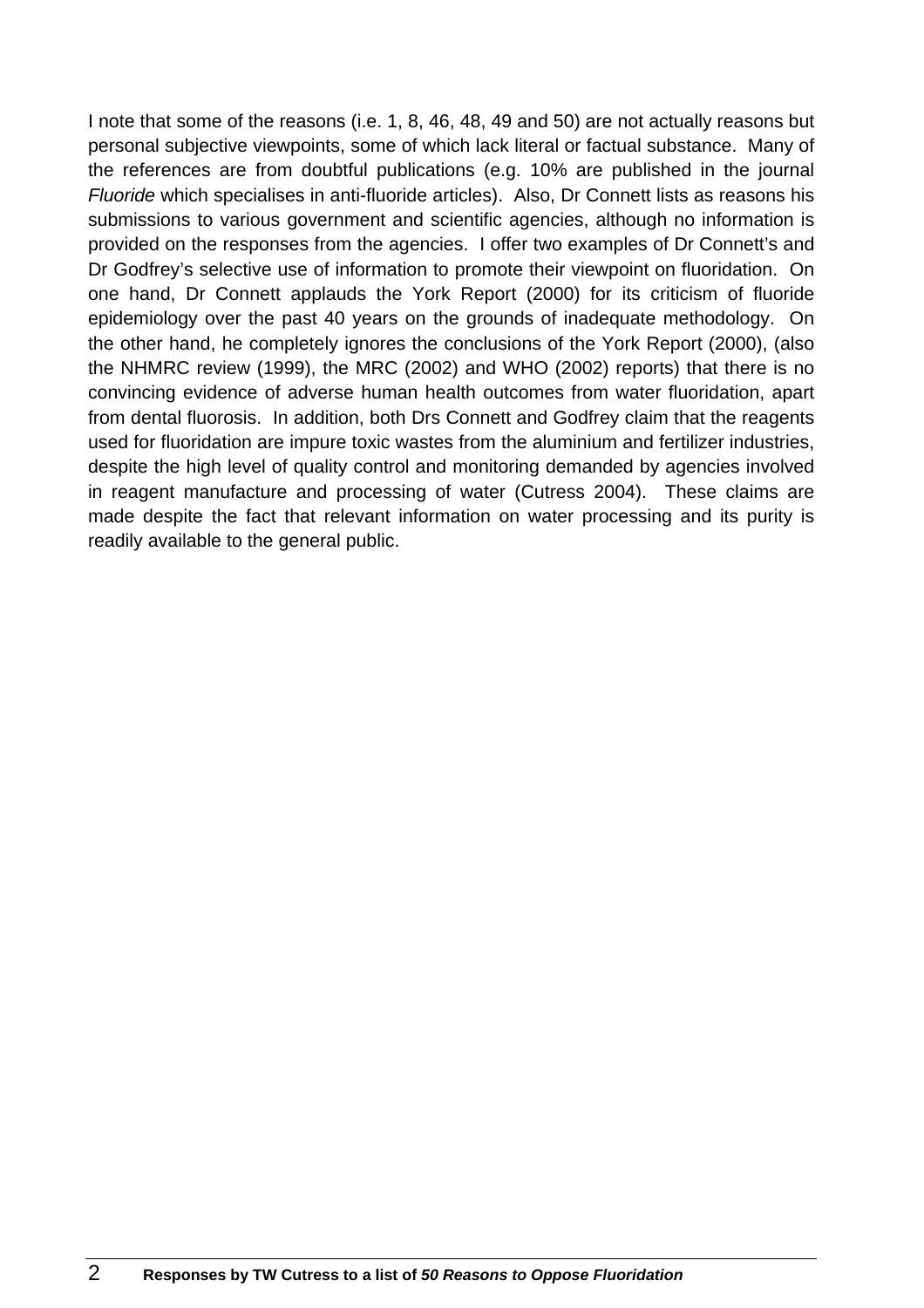I note that some of the reasons (i.e. 1, 8, 46, 48, 49 and 50) are not actually reasons but personal subjective viewpoints, some of which lack literal or factual substance. Many of the references are from doubtful publications (e.g. 10% are published in the journal *Fluoride* which specialises in anti-fluoride articles). Also, Dr Connett lists as reasons his submissions to various government and scientific agencies, although no information is provided on the responses from the agencies. I offer two examples of Dr Connett's and Dr Godfrey's selective use of information to promote their viewpoint on fluoridation. On one hand, Dr Connett applauds the York Report (2000) for its criticism of fluoride epidemiology over the past 40 years on the grounds of inadequate methodology. On the other hand, he completely ignores the conclusions of the York Report (2000), (also the NHMRC review (1999), the MRC (2002) and WHO (2002) reports) that there is no convincing evidence of adverse human health outcomes from water fluoridation, apart from dental fluorosis. In addition, both Drs Connett and Godfrey claim that the reagents used for fluoridation are impure toxic wastes from the aluminium and fertilizer industries, despite the high level of quality control and monitoring demanded by agencies involved in reagent manufacture and processing of water (Cutress 2004). These claims are made despite the fact that relevant information on water processing and its purity is readily available to the general public.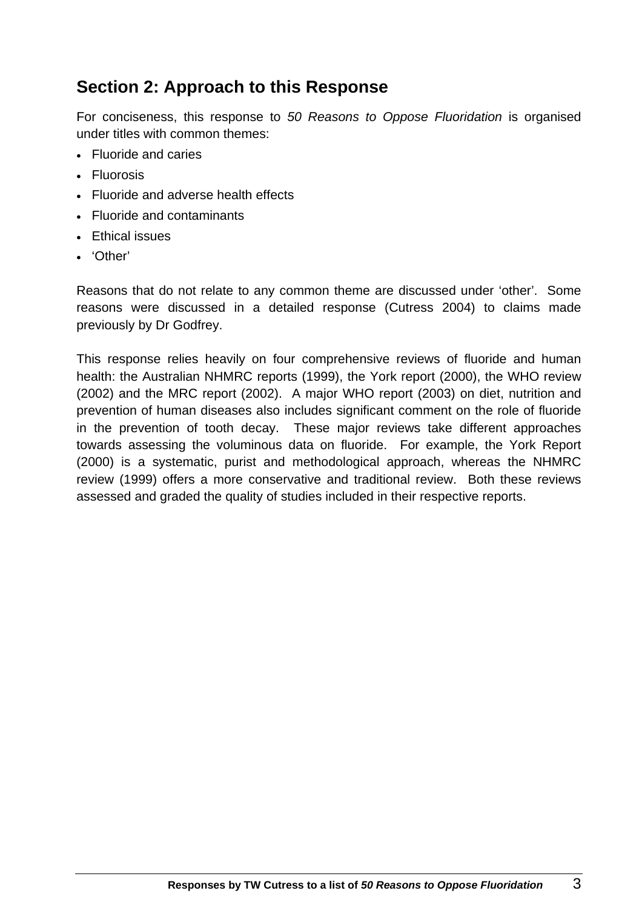## Section 2: Approach to this Response

For conciseness, this response to *50 Reasons to Oppose Fluoridation* is organised under titles with common themes:

- Fluoride and caries
- Fluorosis
- Fluoride and adverse health effects
- Fluoride and contaminants
- Ethical issues
- 'Other'

Reasons that do not relate to any common theme are discussed under 'other'. Some reasons were discussed in a detailed response (Cutress 2004) to claims made previously by Dr Godfrey.

This response relies heavily on four comprehensive reviews of fluoride and human health: the Australian NHMRC reports (1999), the York report (2000), the WHO review (2002) and the MRC report (2002). A major WHO report (2003) on diet, nutrition and prevention of human diseases also includes significant comment on the role of fluoride in the prevention of tooth decay. These major reviews take different approaches towards assessing the voluminous data on fluoride. For example, the York Report (2000) is a systematic, purist and methodological approach, whereas the NHMRC review (1999) offers a more conservative and traditional review. Both these reviews assessed and graded the quality of studies included in their respective reports.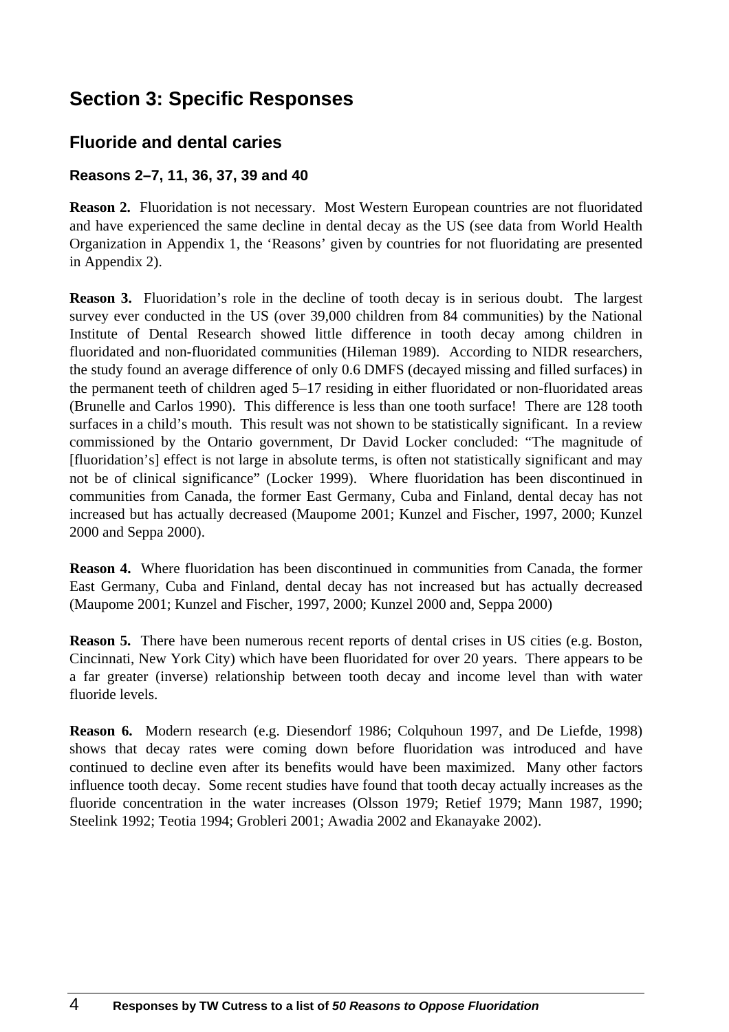## Section 3: Specific Responses

### Fluoride and dental caries

#### Reasons 2–7, 11, 36, 37, 39 and 40

**Reason 2.** Fluoridation is not necessary. Most Western European countries are not fluoridated and have experienced the same decline in dental decay as the US (see data from World Health Organization in Appendix 1, the 'Reasons' given by countries for not fluoridating are presented in Appendix 2).

**Reason 3.** Fluoridation's role in the decline of tooth decay is in serious doubt. The largest survey ever conducted in the US (over 39,000 children from 84 communities) by the National Institute of Dental Research showed little difference in tooth decay among children in fluoridated and non-fluoridated communities (Hileman 1989). According to NIDR researchers, the study found an average difference of only 0.6 DMFS (decayed missing and filled surfaces) in the permanent teeth of children aged 5–17 residing in either fluoridated or non-fluoridated areas (Brunelle and Carlos 1990). This difference is less than one tooth surface! There are 128 tooth surfaces in a child's mouth. This result was not shown to be statistically significant. In a review commissioned by the Ontario government, Dr David Locker concluded: "The magnitude of [fluoridation's] effect is not large in absolute terms, is often not statistically significant and may not be of clinical significance" (Locker 1999). Where fluoridation has been discontinued in communities from Canada, the former East Germany, Cuba and Finland, dental decay has not increased but has actually decreased (Maupome 2001; Kunzel and Fischer, 1997, 2000; Kunzel 2000 and Seppa 2000).

**Reason 4.** Where fluoridation has been discontinued in communities from Canada, the former East Germany, Cuba and Finland, dental decay has not increased but has actually decreased (Maupome 2001; Kunzel and Fischer, 1997, 2000; Kunzel 2000 and, Seppa 2000)

**Reason 5.** There have been numerous recent reports of dental crises in US cities (e.g. Boston, Cincinnati, New York City) which have been fluoridated for over 20 years. There appears to be a far greater (inverse) relationship between tooth decay and income level than with water fluoride levels.

**Reason 6.** Modern research (e.g. Diesendorf 1986; Colquhoun 1997, and De Liefde, 1998) shows that decay rates were coming down before fluoridation was introduced and have continued to decline even after its benefits would have been maximized. Many other factors influence tooth decay. Some recent studies have found that tooth decay actually increases as the fluoride concentration in the water increases (Olsson 1979; Retief 1979; Mann 1987, 1990; Steelink 1992; Teotia 1994; Grobleri 2001; Awadia 2002 and Ekanayake 2002).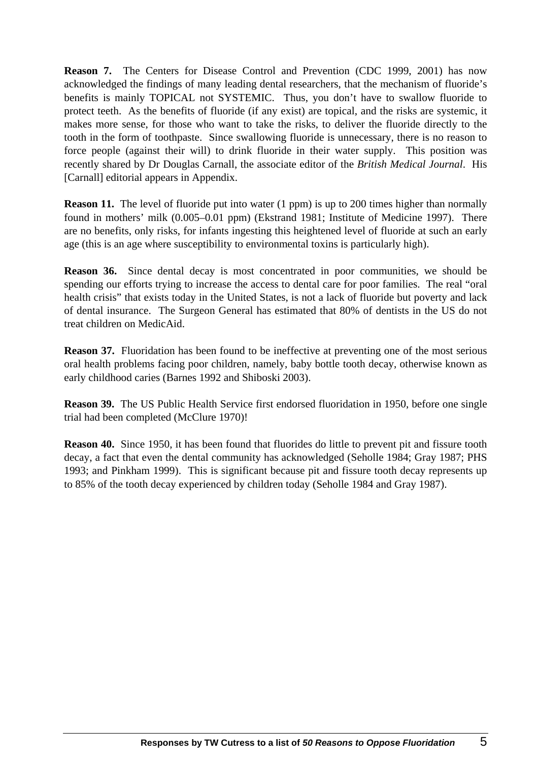**Reason 7.** The Centers for Disease Control and Prevention (CDC 1999, 2001) has now acknowledged the findings of many leading dental researchers, that the mechanism of fluoride's benefits is mainly TOPICAL not SYSTEMIC. Thus, you don't have to swallow fluoride to protect teeth. As the benefits of fluoride (if any exist) are topical, and the risks are systemic, it makes more sense, for those who want to take the risks, to deliver the fluoride directly to the tooth in the form of toothpaste. Since swallowing fluoride is unnecessary, there is no reason to force people (against their will) to drink fluoride in their water supply. This position was recently shared by Dr Douglas Carnall, the associate editor of the *British Medical Journal*. His [Carnall] editorial appears in Appendix.

**Reason 11.** The level of fluoride put into water (1 ppm) is up to 200 times higher than normally found in mothers' milk (0.005–0.01 ppm) (Ekstrand 1981; Institute of Medicine 1997). There are no benefits, only risks, for infants ingesting this heightened level of fluoride at such an early age (this is an age where susceptibility to environmental toxins is particularly high).

**Reason 36.** Since dental decay is most concentrated in poor communities, we should be spending our efforts trying to increase the access to dental care for poor families. The real "oral health crisis" that exists today in the United States, is not a lack of fluoride but poverty and lack of dental insurance. The Surgeon General has estimated that 80% of dentists in the US do not treat children on MedicAid.

**Reason 37.** Fluoridation has been found to be ineffective at preventing one of the most serious oral health problems facing poor children, namely, baby bottle tooth decay, otherwise known as early childhood caries (Barnes 1992 and Shiboski 2003).

**Reason 39.** The US Public Health Service first endorsed fluoridation in 1950, before one single trial had been completed (McClure 1970)!

**Reason 40.** Since 1950, it has been found that fluorides do little to prevent pit and fissure tooth decay, a fact that even the dental community has acknowledged (Seholle 1984; Gray 1987; PHS 1993; and Pinkham 1999). This is significant because pit and fissure tooth decay represents up to 85% of the tooth decay experienced by children today (Seholle 1984 and Gray 1987).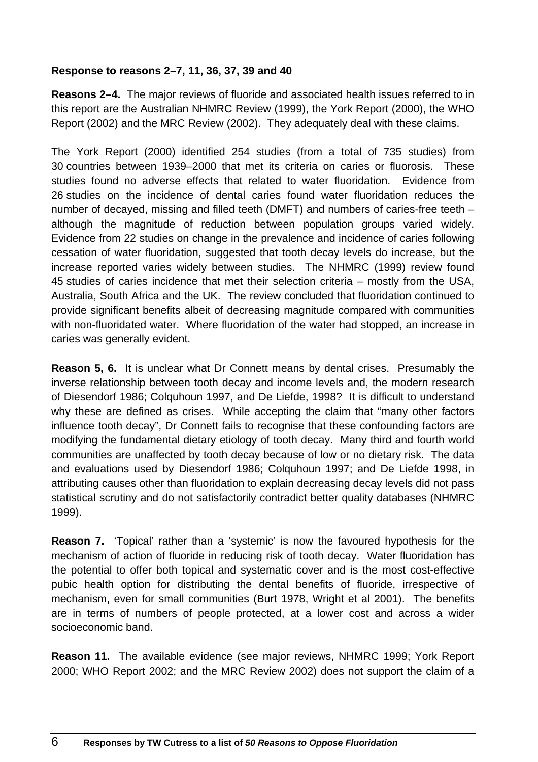**Response to reasons 2–7, 11, 36, 37, 39 and 40**

**Reasons 2–4.** The major reviews of fluoride and associated health issues referred to in this report are the Australian NHMRC Review (1999), the York Report (2000), the WHO Report (2002) and the MRC Review (2002). They adequately deal with these claims.

The York Report (2000) identified 254 studies (from a total of 735 studies) from 30 countries between 1939–2000 that met its criteria on caries or fluorosis. These studies found no adverse effects that related to water fluoridation. Evidence from 26 studies on the incidence of dental caries found water fluoridation reduces the number of decayed, missing and filled teeth (DMFT) and numbers of caries-free teeth – although the magnitude of reduction between population groups varied widely. Evidence from 22 studies on change in the prevalence and incidence of caries following cessation of water fluoridation, suggested that tooth decay levels do increase, but the increase reported varies widely between studies. The NHMRC (1999) review found 45 studies of caries incidence that met their selection criteria – mostly from the USA, Australia, South Africa and the UK. The review concluded that fluoridation continued to provide significant benefits albeit of decreasing magnitude compared with communities with non-fluoridated water. Where fluoridation of the water had stopped, an increase in caries was generally evident.

**Reason 5, 6.** It is unclear what Dr Connett means by dental crises. Presumably the inverse relationship between tooth decay and income levels and, the modern research of Diesendorf 1986; Colquhoun 1997, and De Liefde, 1998? It is difficult to understand why these are defined as crises. While accepting the claim that "many other factors influence tooth decay", Dr Connett fails to recognise that these confounding factors are modifying the fundamental dietary etiology of tooth decay. Many third and fourth world communities are unaffected by tooth decay because of low or no dietary risk. The data and evaluations used by Diesendorf 1986; Colquhoun 1997; and De Liefde 1998, in attributing causes other than fluoridation to explain decreasing decay levels did not pass statistical scrutiny and do not satisfactorily contradict better quality databases (NHMRC 1999).

**Reason 7.** 'Topical' rather than a 'systemic' is now the favoured hypothesis for the mechanism of action of fluoride in reducing risk of tooth decay. Water fluoridation has the potential to offer both topical and systematic cover and is the most cost-effective pubic health option for distributing the dental benefits of fluoride, irrespective of mechanism, even for small communities (Burt 1978, Wright et al 2001). The benefits are in terms of numbers of people protected, at a lower cost and across a wider socioeconomic band.

**Reason 11.** The available evidence (see major reviews, NHMRC 1999; York Report 2000; WHO Report 2002; and the MRC Review 2002) does not support the claim of a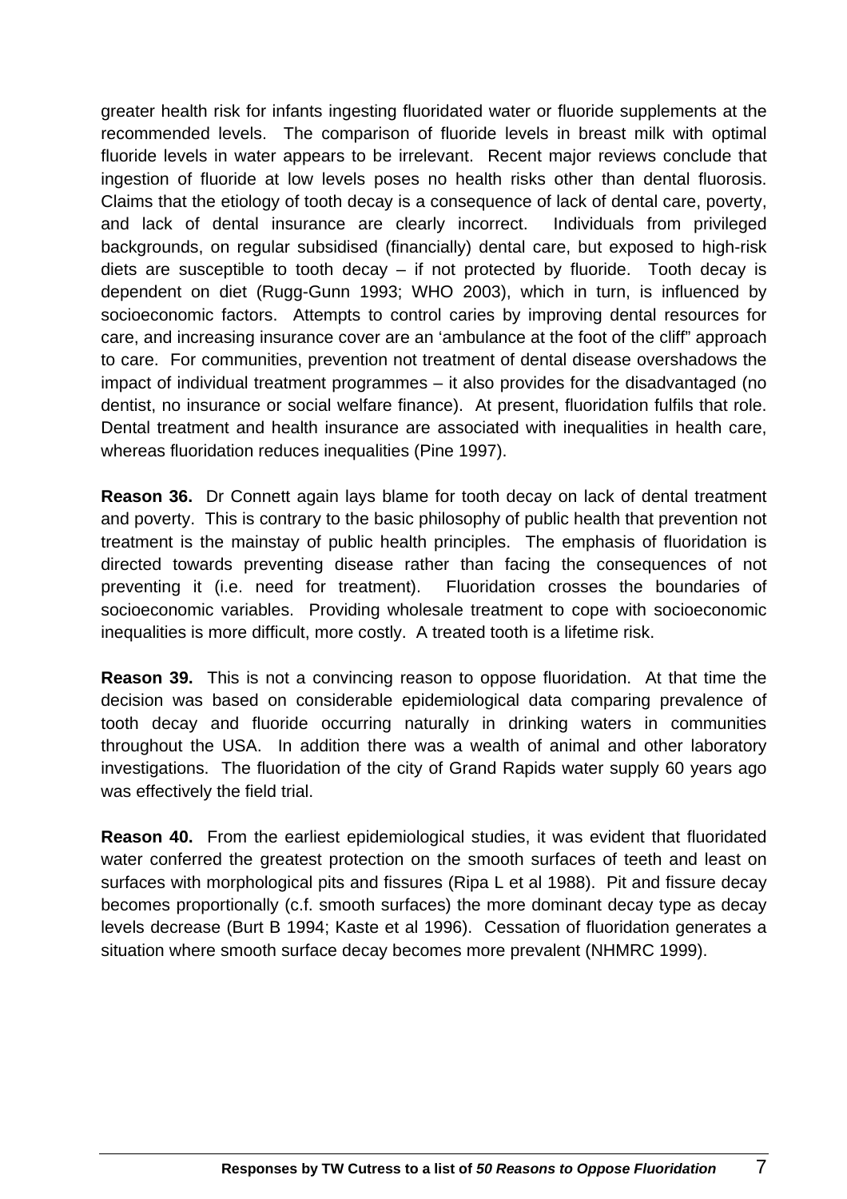greater health risk for infants ingesting fluoridated water or fluoride supplements at the recommended levels. The comparison of fluoride levels in breast milk with optimal fluoride levels in water appears to be irrelevant. Recent major reviews conclude that ingestion of fluoride at low levels poses no health risks other than dental fluorosis. Claims that the etiology of tooth decay is a consequence of lack of dental care, poverty, and lack of dental insurance are clearly incorrect. Individuals from privileged backgrounds, on regular subsidised (financially) dental care, but exposed to high-risk diets are susceptible to tooth decay – if not protected by fluoride. Tooth decay is dependent on diet (Rugg-Gunn 1993; WHO 2003), which in turn, is influenced by socioeconomic factors. Attempts to control caries by improving dental resources for care, and increasing insurance cover are an 'ambulance at the foot of the cliff" approach to care. For communities, prevention not treatment of dental disease overshadows the impact of individual treatment programmes – it also provides for the disadvantaged (no dentist, no insurance or social welfare finance). At present, fluoridation fulfils that role. Dental treatment and health insurance are associated with inequalities in health care, whereas fluoridation reduces inequalities (Pine 1997).

**Reason 36.** Dr Connett again lays blame for tooth decay on lack of dental treatment and poverty. This is contrary to the basic philosophy of public health that prevention not treatment is the mainstay of public health principles. The emphasis of fluoridation is directed towards preventing disease rather than facing the consequences of not preventing it (i.e. need for treatment). Fluoridation crosses the boundaries of socioeconomic variables. Providing wholesale treatment to cope with socioeconomic inequalities is more difficult, more costly. A treated tooth is a lifetime risk.

**Reason 39.** This is not a convincing reason to oppose fluoridation. At that time the decision was based on considerable epidemiological data comparing prevalence of tooth decay and fluoride occurring naturally in drinking waters in communities throughout the USA. In addition there was a wealth of animal and other laboratory investigations. The fluoridation of the city of Grand Rapids water supply 60 years ago was effectively the field trial.

**Reason 40.** From the earliest epidemiological studies, it was evident that fluoridated water conferred the greatest protection on the smooth surfaces of teeth and least on surfaces with morphological pits and fissures (Ripa L et al 1988). Pit and fissure decay becomes proportionally (c.f. smooth surfaces) the more dominant decay type as decay levels decrease (Burt B 1994; Kaste et al 1996). Cessation of fluoridation generates a situation where smooth surface decay becomes more prevalent (NHMRC 1999).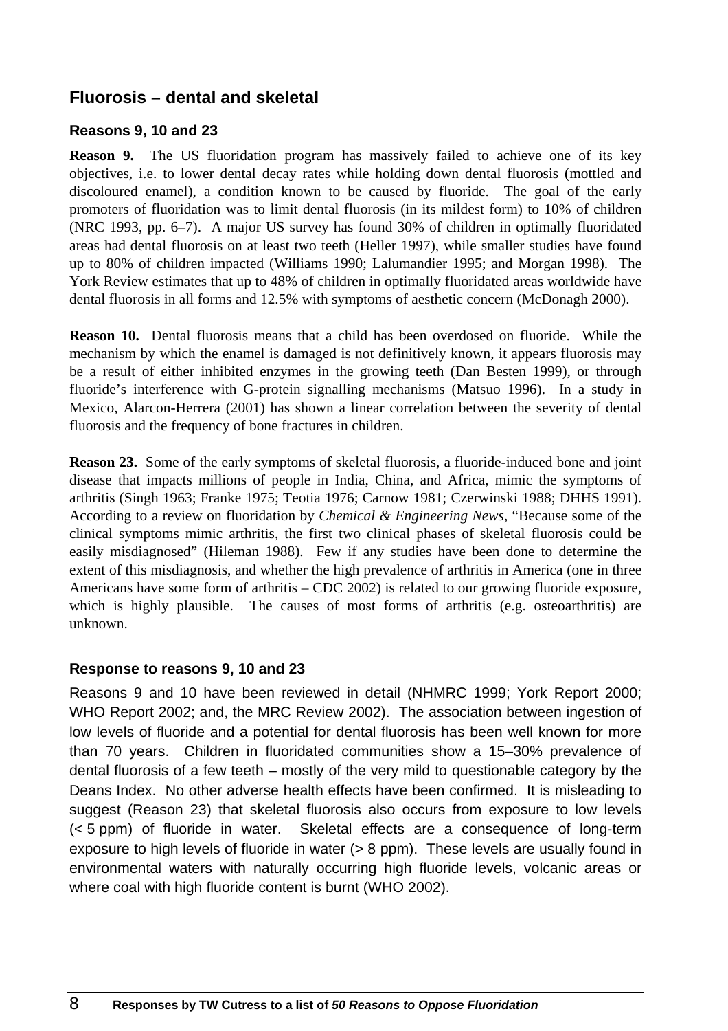## Fluorosis – dental and skeletal

### Reasons 9, 10 and 23

**Reason 9.** The US fluoridation program has massively failed to achieve one of its key objectives, i.e. to lower dental decay rates while holding down dental fluorosis (mottled and discoloured enamel), a condition known to be caused by fluoride. The goal of the early promoters of fluoridation was to limit dental fluorosis (in its mildest form) to 10% of children (NRC 1993, pp. 6–7). A major US survey has found 30% of children in optimally fluoridated areas had dental fluorosis on at least two teeth (Heller 1997), while smaller studies have found up to 80% of children impacted (Williams 1990; Lalumandier 1995; and Morgan 1998). The York Review estimates that up to 48% of children in optimally fluoridated areas worldwide have dental fluorosis in all forms and 12.5% with symptoms of aesthetic concern (McDonagh 2000).

**Reason 10.** Dental fluorosis means that a child has been overdosed on fluoride. While the mechanism by which the enamel is damaged is not definitively known, it appears fluorosis may be a result of either inhibited enzymes in the growing teeth (Dan Besten 1999), or through fluoride's interference with G-protein signalling mechanisms (Matsuo 1996). In a study in Mexico, Alarcon-Herrera (2001) has shown a linear correlation between the severity of dental fluorosis and the frequency of bone fractures in children.

**Reason 23.** Some of the early symptoms of skeletal fluorosis, a fluoride-induced bone and joint disease that impacts millions of people in India, China, and Africa, mimic the symptoms of arthritis (Singh 1963; Franke 1975; Teotia 1976; Carnow 1981; Czerwinski 1988; DHHS 1991). According to a review on fluoridation by *Chemical & Engineering News*, "Because some of the clinical symptoms mimic arthritis, the first two clinical phases of skeletal fluorosis could be easily misdiagnosed" (Hileman 1988). Few if any studies have been done to determine the extent of this misdiagnosis, and whether the high prevalence of arthritis in America (one in three Americans have some form of arthritis – CDC 2002) is related to our growing fluoride exposure, which is highly plausible. The causes of most forms of arthritis (e.g. osteoarthritis) are unknown.

### Response to reasons 9, 10 and 23

Reasons 9 and 10 have been reviewed in detail (NHMRC 1999; York Report 2000; WHO Report 2002; and, the MRC Review 2002). The association between ingestion of low levels of fluoride and a potential for dental fluorosis has been well known for more than 70 years. Children in fluoridated communities show a 15–30% prevalence of dental fluorosis of a few teeth – mostly of the very mild to questionable category by the Deans Index. No other adverse health effects have been confirmed. It is misleading to suggest (Reason 23) that skeletal fluorosis also occurs from exposure to low levels (< 5 ppm) of fluoride in water. Skeletal effects are a consequence of long-term exposure to high levels of fluoride in water (> 8 ppm). These levels are usually found in environmental waters with naturally occurring high fluoride levels, volcanic areas or where coal with high fluoride content is burnt (WHO 2002).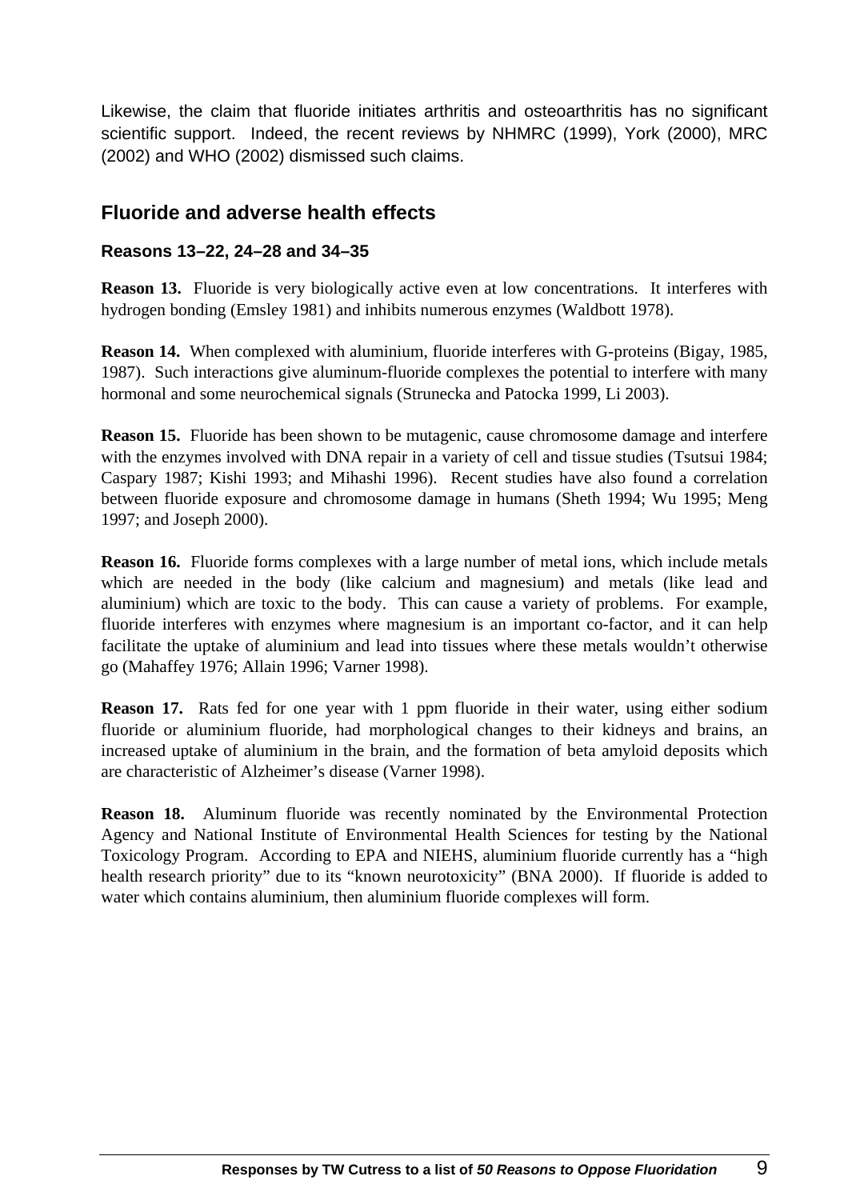Likewise, the claim that fluoride initiates arthritis and osteoarthritis has no significant scientific support. Indeed, the recent reviews by NHMRC (1999), York (2000), MRC (2002) and WHO (2002) dismissed such claims.

## Fluoride and adverse health effects

### Reasons 13–22, 24–28 and 34–35

**Reason 13.** Fluoride is very biologically active even at low concentrations. It interferes with hydrogen bonding (Emsley 1981) and inhibits numerous enzymes (Waldbott 1978).

**Reason 14.** When complexed with aluminium, fluoride interferes with G-proteins (Bigay, 1985, 1987). Such interactions give aluminum-fluoride complexes the potential to interfere with many hormonal and some neurochemical signals (Strunecka and Patocka 1999, Li 2003).

**Reason 15.** Fluoride has been shown to be mutagenic, cause chromosome damage and interfere with the enzymes involved with DNA repair in a variety of cell and tissue studies (Tsutsui 1984; Caspary 1987; Kishi 1993; and Mihashi 1996). Recent studies have also found a correlation between fluoride exposure and chromosome damage in humans (Sheth 1994; Wu 1995; Meng 1997; and Joseph 2000).

**Reason 16.** Fluoride forms complexes with a large number of metal ions, which include metals which are needed in the body (like calcium and magnesium) and metals (like lead and aluminium) which are toxic to the body. This can cause a variety of problems. For example, fluoride interferes with enzymes where magnesium is an important co-factor, and it can help facilitate the uptake of aluminium and lead into tissues where these metals wouldn't otherwise go (Mahaffey 1976; Allain 1996; Varner 1998).

**Reason 17.** Rats fed for one year with 1 ppm fluoride in their water, using either sodium fluoride or aluminium fluoride, had morphological changes to their kidneys and brains, an increased uptake of aluminium in the brain, and the formation of beta amyloid deposits which are characteristic of Alzheimer's disease (Varner 1998).

**Reason 18.** Aluminum fluoride was recently nominated by the Environmental Protection Agency and National Institute of Environmental Health Sciences for testing by the National Toxicology Program. According to EPA and NIEHS, aluminium fluoride currently has a "high health research priority" due to its "known neurotoxicity" (BNA 2000). If fluoride is added to water which contains aluminium, then aluminium fluoride complexes will form.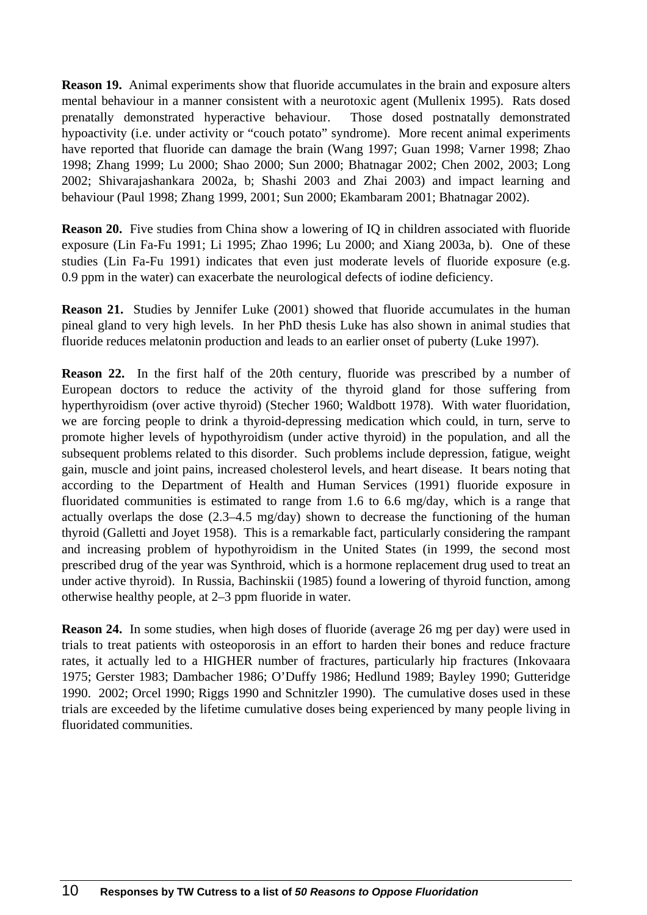**Reason 19.** Animal experiments show that fluoride accumulates in the brain and exposure alters mental behaviour in a manner consistent with a neurotoxic agent (Mullenix 1995). Rats dosed prenatally demonstrated hyperactive behaviour. Those dosed postnatally demonstrated hypoactivity (i.e. under activity or "couch potato" syndrome). More recent animal experiments have reported that fluoride can damage the brain (Wang 1997; Guan 1998; Varner 1998; Zhao 1998; Zhang 1999; Lu 2000; Shao 2000; Sun 2000; Bhatnagar 2002; Chen 2002, 2003; Long 2002; Shivarajashankara 2002a, b; Shashi 2003 and Zhai 2003) and impact learning and behaviour (Paul 1998; Zhang 1999, 2001; Sun 2000; Ekambaram 2001; Bhatnagar 2002).

**Reason 20.** Five studies from China show a lowering of IQ in children associated with fluoride exposure (Lin Fa-Fu 1991; Li 1995; Zhao 1996; Lu 2000; and Xiang 2003a, b). One of these studies (Lin Fa-Fu 1991) indicates that even just moderate levels of fluoride exposure (e.g. 0.9 ppm in the water) can exacerbate the neurological defects of iodine deficiency.

**Reason 21.** Studies by Jennifer Luke (2001) showed that fluoride accumulates in the human pineal gland to very high levels. In her PhD thesis Luke has also shown in animal studies that fluoride reduces melatonin production and leads to an earlier onset of puberty (Luke 1997).

**Reason 22.** In the first half of the 20th century, fluoride was prescribed by a number of European doctors to reduce the activity of the thyroid gland for those suffering from hyperthyroidism (over active thyroid) (Stecher 1960; Waldbott 1978). With water fluoridation, we are forcing people to drink a thyroid-depressing medication which could, in turn, serve to promote higher levels of hypothyroidism (under active thyroid) in the population, and all the subsequent problems related to this disorder. Such problems include depression, fatigue, weight gain, muscle and joint pains, increased cholesterol levels, and heart disease. It bears noting that according to the Department of Health and Human Services (1991) fluoride exposure in fluoridated communities is estimated to range from 1.6 to 6.6 mg/day, which is a range that actually overlaps the dose (2.3–4.5 mg/day) shown to decrease the functioning of the human thyroid (Galletti and Joyet 1958). This is a remarkable fact, particularly considering the rampant and increasing problem of hypothyroidism in the United States (in 1999, the second most prescribed drug of the year was Synthroid, which is a hormone replacement drug used to treat an under active thyroid). In Russia, Bachinskii (1985) found a lowering of thyroid function, among otherwise healthy people, at 2–3 ppm fluoride in water.

**Reason 24.** In some studies, when high doses of fluoride (average 26 mg per day) were used in trials to treat patients with osteoporosis in an effort to harden their bones and reduce fracture rates, it actually led to a HIGHER number of fractures, particularly hip fractures (Inkovaara 1975; Gerster 1983; Dambacher 1986; O'Duffy 1986; Hedlund 1989; Bayley 1990; Gutteridge 1990. 2002; Orcel 1990; Riggs 1990 and Schnitzler 1990). The cumulative doses used in these trials are exceeded by the lifetime cumulative doses being experienced by many people living in fluoridated communities.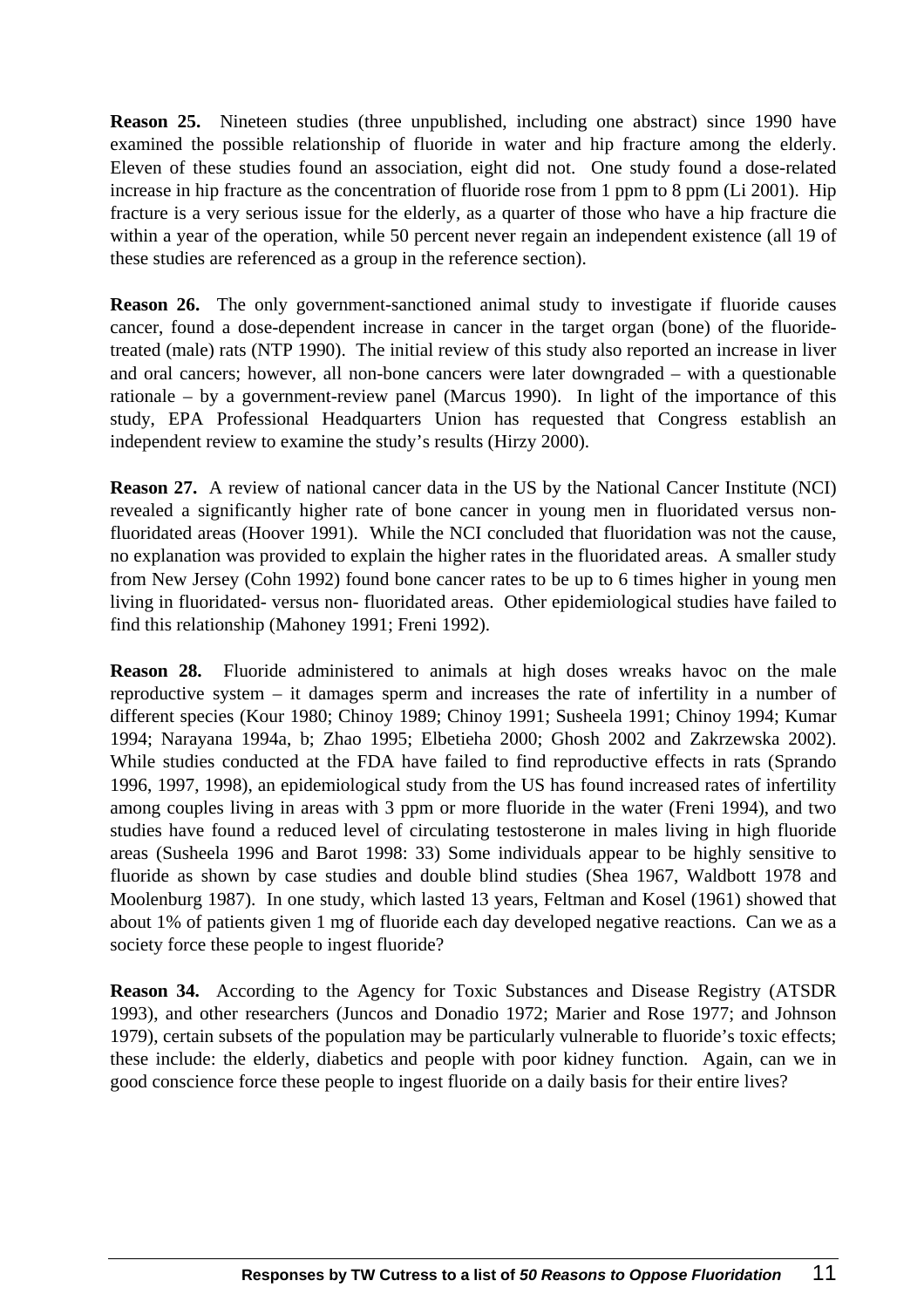**Reason 25.** Nineteen studies (three unpublished, including one abstract) since 1990 have examined the possible relationship of fluoride in water and hip fracture among the elderly. Eleven of these studies found an association, eight did not. One study found a dose-related increase in hip fracture as the concentration of fluoride rose from 1 ppm to 8 ppm (Li 2001). Hip fracture is a very serious issue for the elderly, as a quarter of those who have a hip fracture die within a year of the operation, while 50 percent never regain an independent existence (all 19 of these studies are referenced as a group in the reference section).

**Reason 26.** The only government-sanctioned animal study to investigate if fluoride causes cancer, found a dose-dependent increase in cancer in the target organ (bone) of the fluoride-treated (male) rats (NTP 1990). The initial review of this study also reported an increase in liver and oral cancers; however, all non-bone cancers were later downgraded – with a questionable rationale – by a government-review panel (Marcus 1990). In light of the importance of this study, EPA Professional Headquarters Union has requested that Congress establish an independent review to examine the study's results (Hirzy 2000).

**Reason 27.** A review of national cancer data in the US by the National Cancer Institute (NCI) revealed a significantly higher rate of bone cancer in young men in fluoridated versus non-fluoridated areas (Hoover 1991). While the NCI concluded that fluoridation was not the cause, no explanation was provided to explain the higher rates in the fluoridated areas. A smaller study from New Jersey (Cohn 1992) found bone cancer rates to be up to 6 times higher in young men living in fluoridated- versus non- fluoridated areas. Other epidemiological studies have failed to find this relationship (Mahoney 1991; Freni 1992).

**Reason 28.** Fluoride administered to animals at high doses wreaks havoc on the male reproductive system – it damages sperm and increases the rate of infertility in a number of different species (Kour 1980; Chinoy 1989; Chinoy 1991; Susheela 1991; Chinoy 1994; Kumar 1994; Narayana 1994a, b; Zhao 1995; Elbetieha 2000; Ghosh 2002 and Zakrzewska 2002). While studies conducted at the FDA have failed to find reproductive effects in rats (Sprando 1996, 1997, 1998), an epidemiological study from the US has found increased rates of infertility among couples living in areas with 3 ppm or more fluoride in the water (Freni 1994), and two studies have found a reduced level of circulating testosterone in males living in high fluoride areas (Susheela 1996 and Barot 1998: 33) Some individuals appear to be highly sensitive to fluoride as shown by case studies and double blind studies (Shea 1967, Waldbott 1978 and Moolenburg 1987). In one study, which lasted 13 years, Feltman and Kosel (1961) showed that about 1% of patients given 1 mg of fluoride each day developed negative reactions. Can we as a society force these people to ingest fluoride?

**Reason 34.** According to the Agency for Toxic Substances and Disease Registry (ATSDR 1993), and other researchers (Juncos and Donadio 1972; Marier and Rose 1977; and Johnson 1979), certain subsets of the population may be particularly vulnerable to fluoride's toxic effects; these include: the elderly, diabetics and people with poor kidney function. Again, can we in good conscience force these people to ingest fluoride on a daily basis for their entire lives?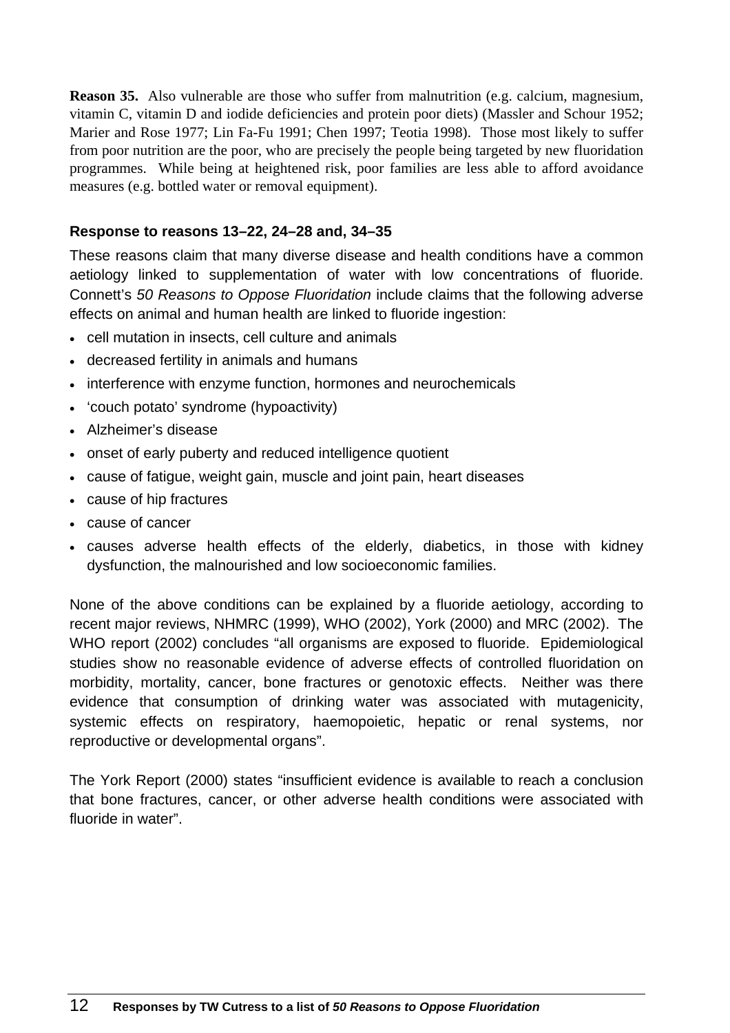**Reason 35.** Also vulnerable are those who suffer from malnutrition (e.g. calcium, magnesium, vitamin C, vitamin D and iodide deficiencies and protein poor diets) (Massler and Schour 1952; Marier and Rose 1977; Lin Fa-Fu 1991; Chen 1997; Teotia 1998). Those most likely to suffer from poor nutrition are the poor, who are precisely the people being targeted by new fluoridation programmes. While being at heightened risk, poor families are less able to afford avoidance measures (e.g. bottled water or removal equipment).

### Response to reasons 13–22, 24–28 and, 34–35

These reasons claim that many diverse disease and health conditions have a common aetiology linked to supplementation of water with low concentrations of fluoride. Connett's *50 Reasons to Oppose Fluoridation* include claims that the following adverse effects on animal and human health are linked to fluoride ingestion:

- cell mutation in insects, cell culture and animals
- decreased fertility in animals and humans
- interference with enzyme function, hormones and neurochemicals
- 'couch potato' syndrome (hypoactivity)
- Alzheimer's disease
- onset of early puberty and reduced intelligence quotient
- cause of fatigue, weight gain, muscle and joint pain, heart diseases
- cause of hip fractures
- cause of cancer
- causes adverse health effects of the elderly, diabetics, in those with kidney dysfunction, the malnourished and low socioeconomic families.

None of the above conditions can be explained by a fluoride aetiology, according to recent major reviews, NHMRC (1999), WHO (2002), York (2000) and MRC (2002). The WHO report (2002) concludes "all organisms are exposed to fluoride. Epidemiological studies show no reasonable evidence of adverse effects of controlled fluoridation on morbidity, mortality, cancer, bone fractures or genotoxic effects. Neither was there evidence that consumption of drinking water was associated with mutagenicity, systemic effects on respiratory, haemopoietic, hepatic or renal systems, nor reproductive or developmental organs".

The York Report (2000) states "insufficient evidence is available to reach a conclusion that bone fractures, cancer, or other adverse health conditions were associated with fluoride in water".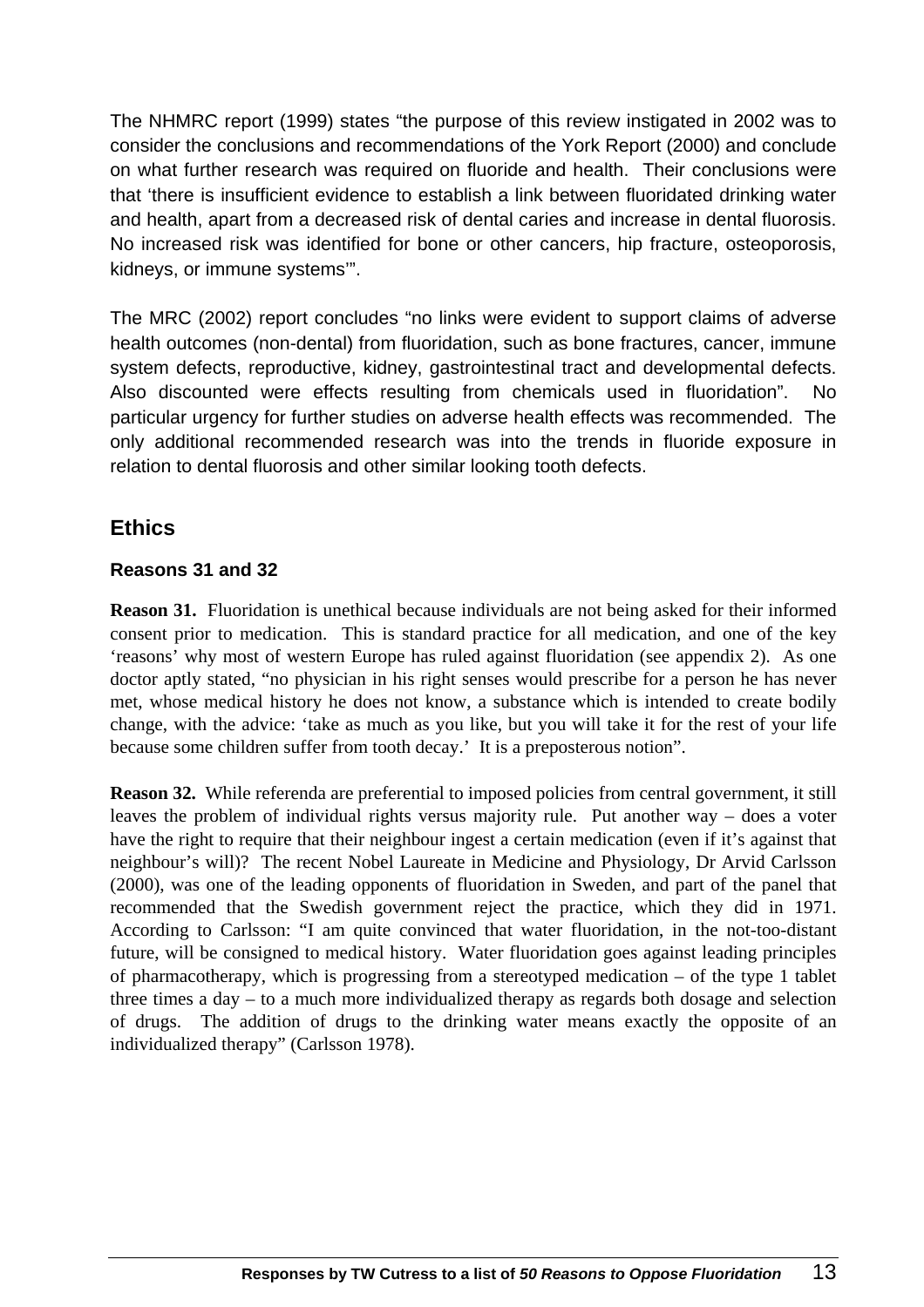The NHMRC report (1999) states "the purpose of this review instigated in 2002 was to consider the conclusions and recommendations of the York Report (2000) and conclude on what further research was required on fluoride and health. Their conclusions were that 'there is insufficient evidence to establish a link between fluoridated drinking water and health, apart from a decreased risk of dental caries and increase in dental fluorosis. No increased risk was identified for bone or other cancers, hip fracture, osteoporosis, kidneys, or immune systems'".

The MRC (2002) report concludes "no links were evident to support claims of adverse health outcomes (non-dental) from fluoridation, such as bone fractures, cancer, immune system defects, reproductive, kidney, gastrointestinal tract and developmental defects. Also discounted were effects resulting from chemicals used in fluoridation". No particular urgency for further studies on adverse health effects was recommended. The only additional recommended research was into the trends in fluoride exposure in relation to dental fluorosis and other similar looking tooth defects.

## Ethics

### Reasons 31 and 32

**Reason 31.** Fluoridation is unethical because individuals are not being asked for their informed consent prior to medication. This is standard practice for all medication, and one of the key 'reasons' why most of western Europe has ruled against fluoridation (see appendix 2). As one doctor aptly stated, "no physician in his right senses would prescribe for a person he has never met, whose medical history he does not know, a substance which is intended to create bodily change, with the advice: 'take as much as you like, but you will take it for the rest of your life because some children suffer from tooth decay.' It is a preposterous notion".

**Reason 32.** While referenda are preferential to imposed policies from central government, it still leaves the problem of individual rights versus majority rule. Put another way – does a voter have the right to require that their neighbour ingest a certain medication (even if it's against that neighbour's will)? The recent Nobel Laureate in Medicine and Physiology, Dr Arvid Carlsson (2000), was one of the leading opponents of fluoridation in Sweden, and part of the panel that recommended that the Swedish government reject the practice, which they did in 1971. According to Carlsson: "I am quite convinced that water fluoridation, in the not-too-distant future, will be consigned to medical history. Water fluoridation goes against leading principles of pharmacotherapy, which is progressing from a stereotyped medication – of the type 1 tablet three times a day – to a much more individualized therapy as regards both dosage and selection of drugs. The addition of drugs to the drinking water means exactly the opposite of an individualized therapy" (Carlsson 1978).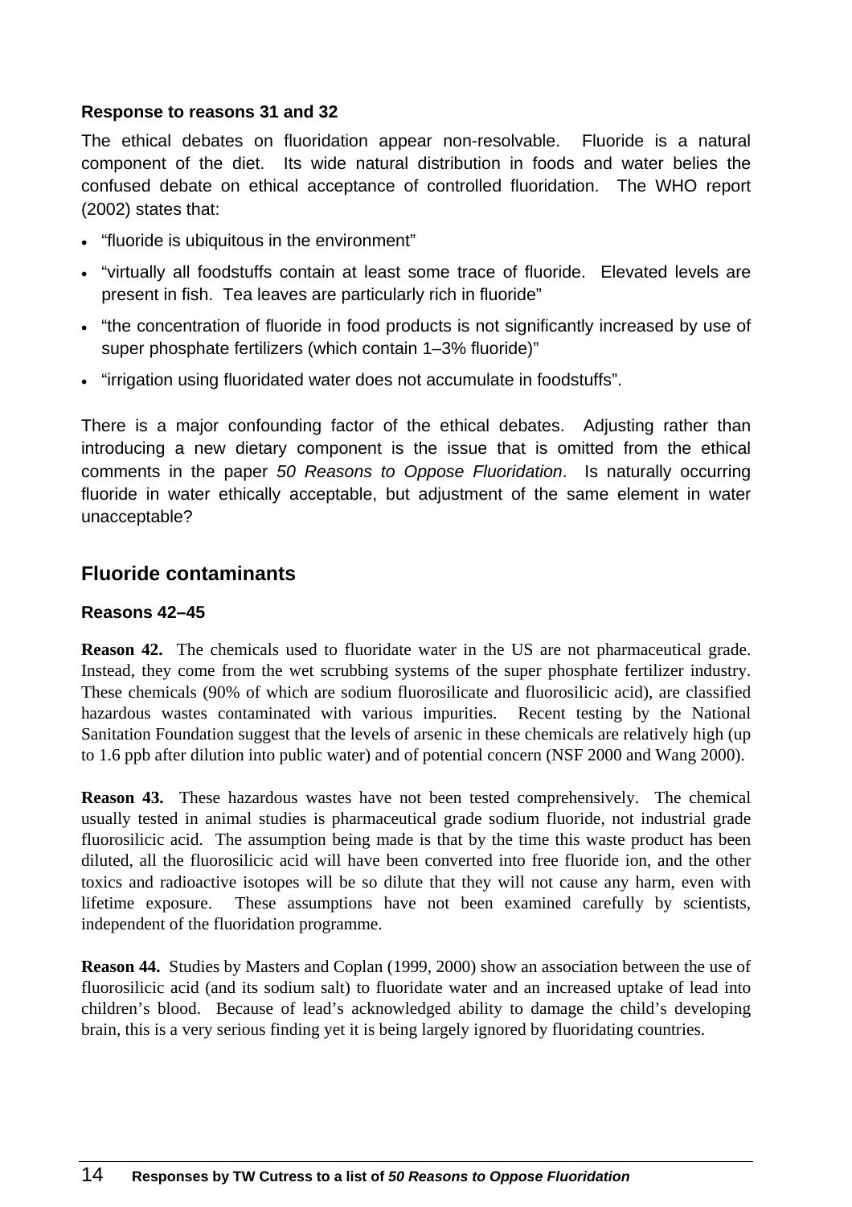### Response to reasons 31 and 32

The ethical debates on fluoridation appear non-resolvable. Fluoride is a natural component of the diet. Its wide natural distribution in foods and water belies the confused debate on ethical acceptance of controlled fluoridation. The WHO report (2002) states that:

- "fluoride is ubiquitous in the environment"
- "virtually all foodstuffs contain at least some trace of fluoride. Elevated levels are present in fish. Tea leaves are particularly rich in fluoride"
- "the concentration of fluoride in food products is not significantly increased by use of super phosphate fertilizers (which contain 1–3% fluoride)"
- "irrigation using fluoridated water does not accumulate in foodstuffs".

There is a major confounding factor of the ethical debates. Adjusting rather than introducing a new dietary component is the issue that is omitted from the ethical comments in the paper *50 Reasons to Oppose Fluoridation*. Is naturally occurring fluoride in water ethically acceptable, but adjustment of the same element in water unacceptable?

## Fluoride contaminants

### Reasons 42–45

**Reason 42.** The chemicals used to fluoridate water in the US are not pharmaceutical grade. Instead, they come from the wet scrubbing systems of the super phosphate fertilizer industry. These chemicals (90% of which are sodium fluorosilicate and fluorosilicic acid), are classified hazardous wastes contaminated with various impurities. Recent testing by the National Sanitation Foundation suggest that the levels of arsenic in these chemicals are relatively high (up to 1.6 ppb after dilution into public water) and of potential concern (NSF 2000 and Wang 2000).

**Reason 43.** These hazardous wastes have not been tested comprehensively. The chemical usually tested in animal studies is pharmaceutical grade sodium fluoride, not industrial grade fluorosilicic acid. The assumption being made is that by the time this waste product has been diluted, all the fluorosilicic acid will have been converted into free fluoride ion, and the other toxics and radioactive isotopes will be so dilute that they will not cause any harm, even with lifetime exposure. These assumptions have not been examined carefully by scientists, independent of the fluoridation programme.

**Reason 44.** Studies by Masters and Coplan (1999, 2000) show an association between the use of fluorosilicic acid (and its sodium salt) to fluoridate water and an increased uptake of lead into children's blood. Because of lead's acknowledged ability to damage the child's developing brain, this is a very serious finding yet it is being largely ignored by fluoridating countries.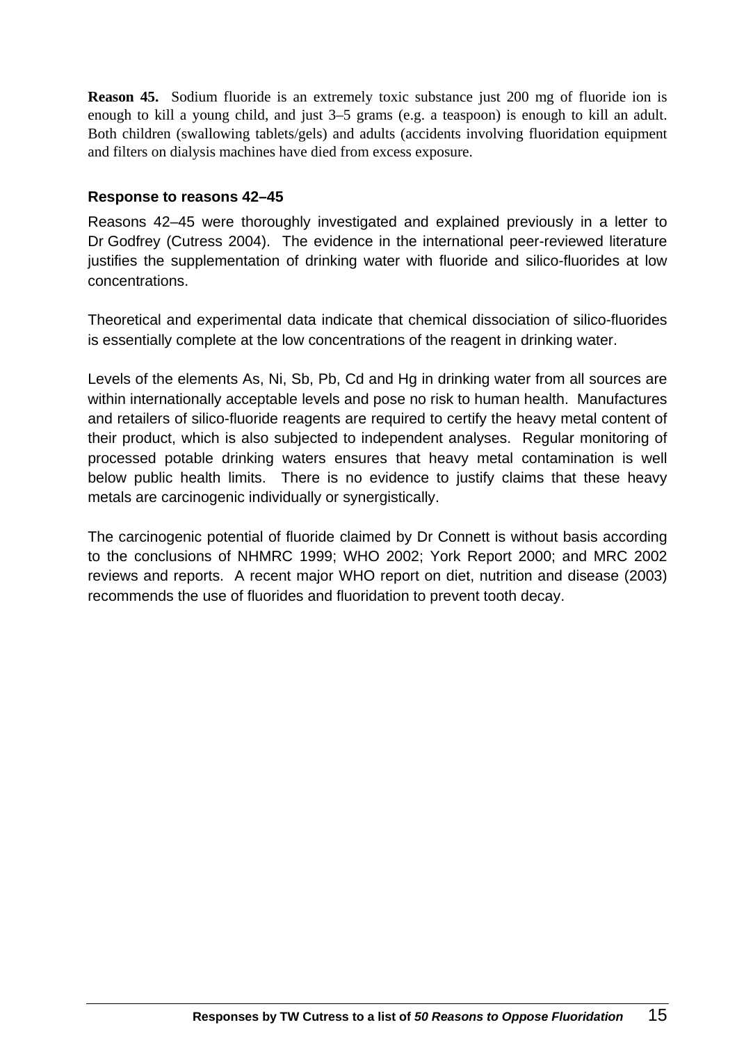**Reason 45.** Sodium fluoride is an extremely toxic substance just 200 mg of fluoride ion is enough to kill a young child, and just 3–5 grams (e.g. a teaspoon) is enough to kill an adult. Both children (swallowing tablets/gels) and adults (accidents involving fluoridation equipment and filters on dialysis machines have died from excess exposure.

### Response to reasons 42–45

Reasons 42–45 were thoroughly investigated and explained previously in a letter to Dr Godfrey (Cutress 2004). The evidence in the international peer-reviewed literature justifies the supplementation of drinking water with fluoride and silico-fluorides at low concentrations.

Theoretical and experimental data indicate that chemical dissociation of silico-fluorides is essentially complete at the low concentrations of the reagent in drinking water.

Levels of the elements As, Ni, Sb, Pb, Cd and Hg in drinking water from all sources are within internationally acceptable levels and pose no risk to human health. Manufactures and retailers of silico-fluoride reagents are required to certify the heavy metal content of their product, which is also subjected to independent analyses. Regular monitoring of processed potable drinking waters ensures that heavy metal contamination is well below public health limits. There is no evidence to justify claims that these heavy metals are carcinogenic individually or synergistically.

The carcinogenic potential of fluoride claimed by Dr Connett is without basis according to the conclusions of NHMRC 1999; WHO 2002; York Report 2000; and MRC 2002 reviews and reports. A recent major WHO report on diet, nutrition and disease (2003) recommends the use of fluorides and fluoridation to prevent tooth decay.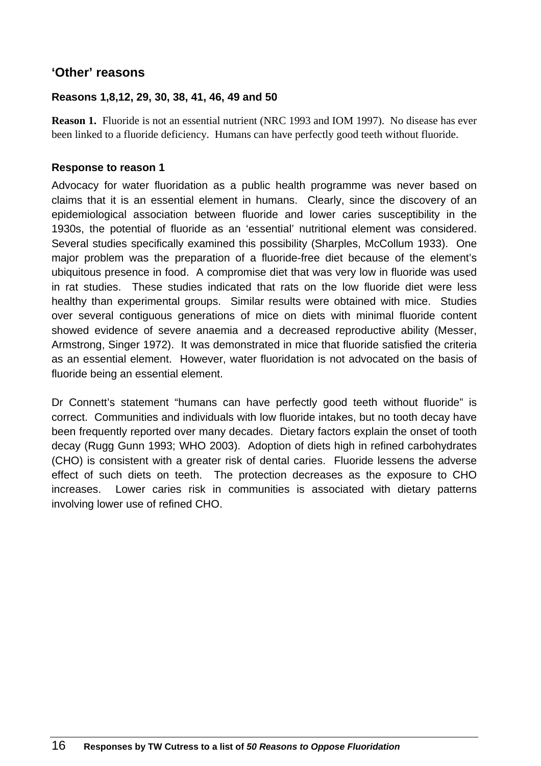## 'Other' reasons

### Reasons 1,8,12, 29, 30, 38, 41, 46, 49 and 50

**Reason 1.** Fluoride is not an essential nutrient (NRC 1993 and IOM 1997). No disease has ever been linked to a fluoride deficiency. Humans can have perfectly good teeth without fluoride.

### Response to reason 1

Advocacy for water fluoridation as a public health programme was never based on claims that it is an essential element in humans. Clearly, since the discovery of an epidemiological association between fluoride and lower caries susceptibility in the 1930s, the potential of fluoride as an 'essential' nutritional element was considered. Several studies specifically examined this possibility (Sharples, McCollum 1933). One major problem was the preparation of a fluoride-free diet because of the element's ubiquitous presence in food. A compromise diet that was very low in fluoride was used in rat studies. These studies indicated that rats on the low fluoride diet were less healthy than experimental groups. Similar results were obtained with mice. Studies over several contiguous generations of mice on diets with minimal fluoride content showed evidence of severe anaemia and a decreased reproductive ability (Messer, Armstrong, Singer 1972). It was demonstrated in mice that fluoride satisfied the criteria as an essential element. However, water fluoridation is not advocated on the basis of fluoride being an essential element.

Dr Connett's statement "humans can have perfectly good teeth without fluoride" is correct. Communities and individuals with low fluoride intakes, but no tooth decay have been frequently reported over many decades. Dietary factors explain the onset of tooth decay (Rugg Gunn 1993; WHO 2003). Adoption of diets high in refined carbohydrates (CHO) is consistent with a greater risk of dental caries. Fluoride lessens the adverse effect of such diets on teeth. The protection decreases as the exposure to CHO increases. Lower caries risk in communities is associated with dietary patterns involving lower use of refined CHO.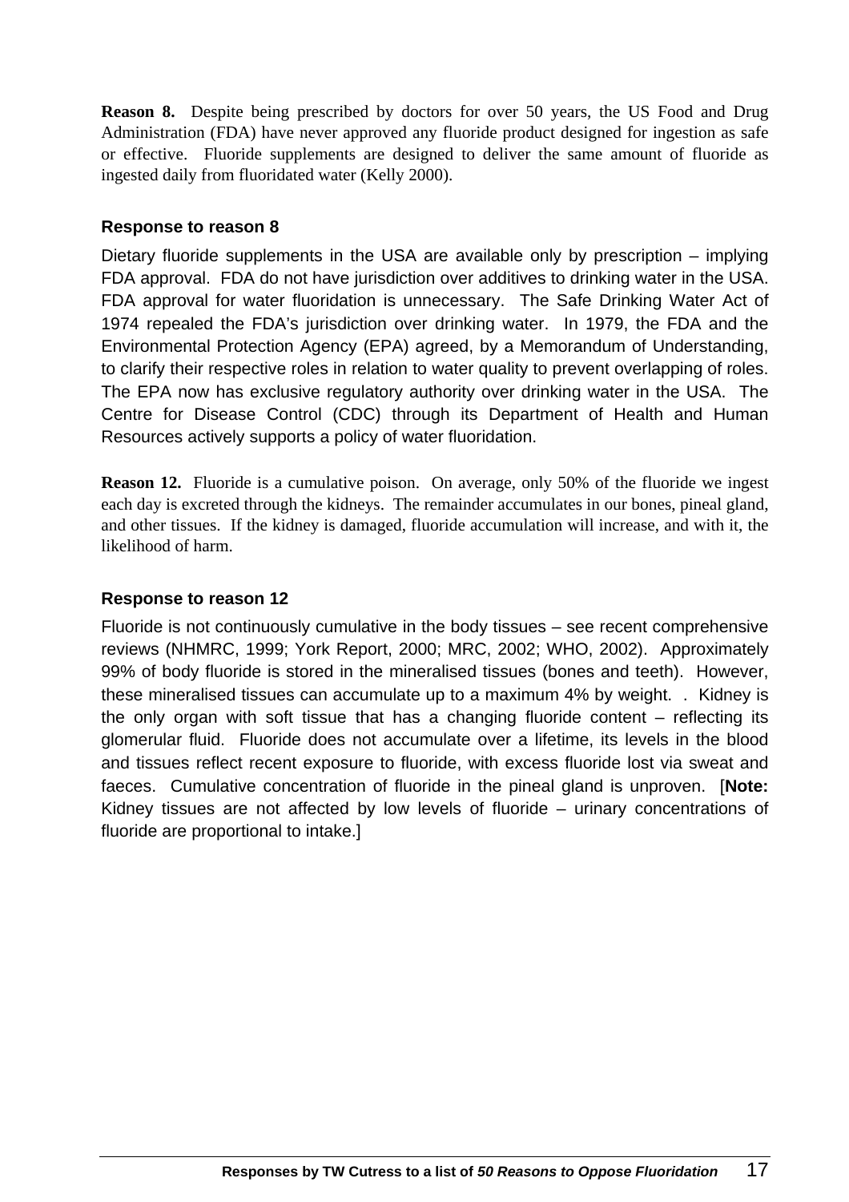**Reason 8.** Despite being prescribed by doctors for over 50 years, the US Food and Drug Administration (FDA) have never approved any fluoride product designed for ingestion as safe or effective. Fluoride supplements are designed to deliver the same amount of fluoride as ingested daily from fluoridated water (Kelly 2000).

### Response to reason 8

Dietary fluoride supplements in the USA are available only by prescription – implying FDA approval. FDA do not have jurisdiction over additives to drinking water in the USA. FDA approval for water fluoridation is unnecessary. The Safe Drinking Water Act of 1974 repealed the FDA's jurisdiction over drinking water. In 1979, the FDA and the Environmental Protection Agency (EPA) agreed, by a Memorandum of Understanding, to clarify their respective roles in relation to water quality to prevent overlapping of roles. The EPA now has exclusive regulatory authority over drinking water in the USA. The Centre for Disease Control (CDC) through its Department of Health and Human Resources actively supports a policy of water fluoridation.

**Reason 12.** Fluoride is a cumulative poison. On average, only 50% of the fluoride we ingest each day is excreted through the kidneys. The remainder accumulates in our bones, pineal gland, and other tissues. If the kidney is damaged, fluoride accumulation will increase, and with it, the likelihood of harm.

### Response to reason 12

Fluoride is not continuously cumulative in the body tissues – see recent comprehensive reviews (NHMRC, 1999; York Report, 2000; MRC, 2002; WHO, 2002). Approximately 99% of body fluoride is stored in the mineralised tissues (bones and teeth). However, these mineralised tissues can accumulate up to a maximum 4% by weight. . Kidney is the only organ with soft tissue that has a changing fluoride content – reflecting its glomerular fluid. Fluoride does not accumulate over a lifetime, its levels in the blood and tissues reflect recent exposure to fluoride, with excess fluoride lost via sweat and faeces. Cumulative concentration of fluoride in the pineal gland is unproven. [**Note:** Kidney tissues are not affected by low levels of fluoride – urinary concentrations of fluoride are proportional to intake.]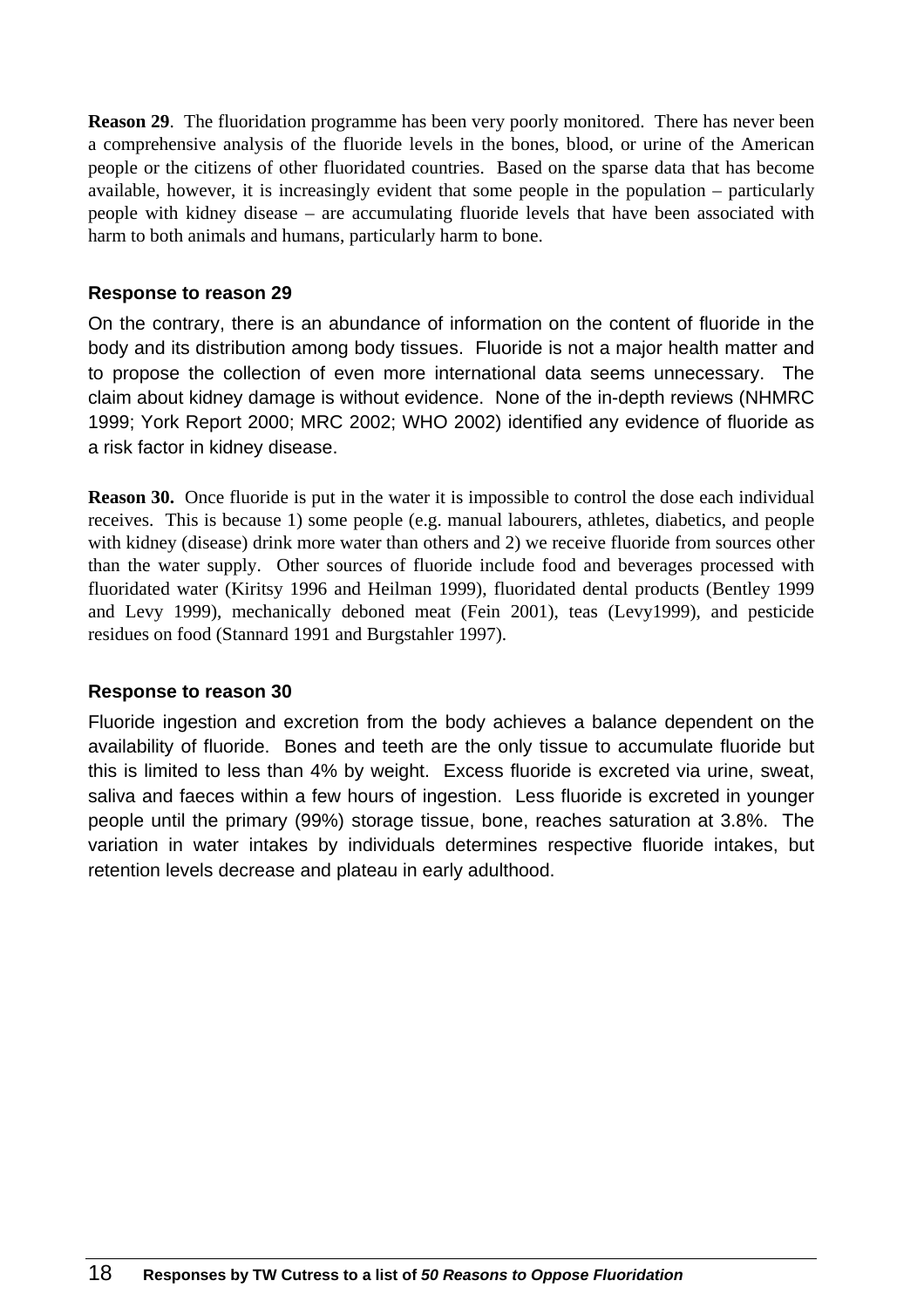**Reason 29**. The fluoridation programme has been very poorly monitored. There has never been a comprehensive analysis of the fluoride levels in the bones, blood, or urine of the American people or the citizens of other fluoridated countries. Based on the sparse data that has become available, however, it is increasingly evident that some people in the population – particularly people with kidney disease – are accumulating fluoride levels that have been associated with harm to both animals and humans, particularly harm to bone.

### Response to reason 29

On the contrary, there is an abundance of information on the content of fluoride in the body and its distribution among body tissues. Fluoride is not a major health matter and to propose the collection of even more international data seems unnecessary. The claim about kidney damage is without evidence. None of the in-depth reviews (NHMRC 1999; York Report 2000; MRC 2002; WHO 2002) identified any evidence of fluoride as a risk factor in kidney disease.

**Reason 30.** Once fluoride is put in the water it is impossible to control the dose each individual receives. This is because 1) some people (e.g. manual labourers, athletes, diabetics, and people with kidney (disease) drink more water than others and 2) we receive fluoride from sources other than the water supply. Other sources of fluoride include food and beverages processed with fluoridated water (Kiritsy 1996 and Heilman 1999), fluoridated dental products (Bentley 1999 and Levy 1999), mechanically deboned meat (Fein 2001), teas (Levy1999), and pesticide residues on food (Stannard 1991 and Burgstahler 1997).

### Response to reason 30

Fluoride ingestion and excretion from the body achieves a balance dependent on the availability of fluoride. Bones and teeth are the only tissue to accumulate fluoride but this is limited to less than 4% by weight. Excess fluoride is excreted via urine, sweat, saliva and faeces within a few hours of ingestion. Less fluoride is excreted in younger people until the primary (99%) storage tissue, bone, reaches saturation at 3.8%. The variation in water intakes by individuals determines respective fluoride intakes, but retention levels decrease and plateau in early adulthood.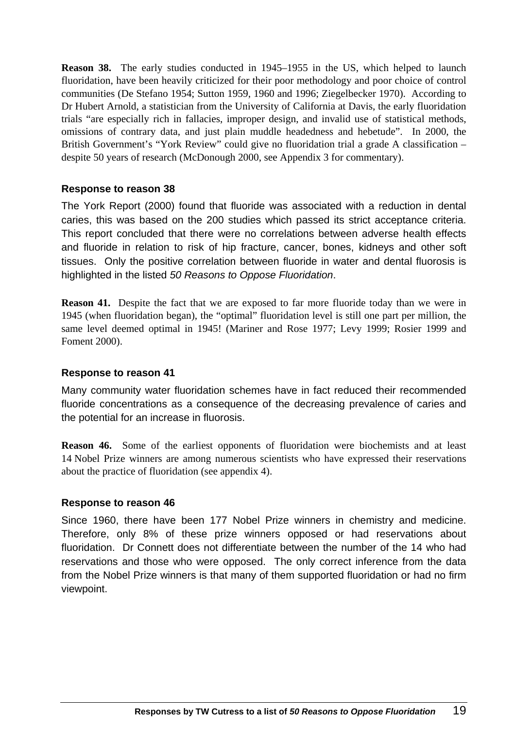**Reason 38.** The early studies conducted in 1945–1955 in the US, which helped to launch fluoridation, have been heavily criticized for their poor methodology and poor choice of control communities (De Stefano 1954; Sutton 1959, 1960 and 1996; Ziegelbecker 1970). According to Dr Hubert Arnold, a statistician from the University of California at Davis, the early fluoridation trials "are especially rich in fallacies, improper design, and invalid use of statistical methods, omissions of contrary data, and just plain muddle headedness and hebetude". In 2000, the British Government's "York Review" could give no fluoridation trial a grade A classification – despite 50 years of research (McDonough 2000, see Appendix 3 for commentary).

### Response to reason 38

The York Report (2000) found that fluoride was associated with a reduction in dental caries, this was based on the 200 studies which passed its strict acceptance criteria. This report concluded that there were no correlations between adverse health effects and fluoride in relation to risk of hip fracture, cancer, bones, kidneys and other soft tissues. Only the positive correlation between fluoride in water and dental fluorosis is highlighted in the listed *50 Reasons to Oppose Fluoridation*.

**Reason 41.** Despite the fact that we are exposed to far more fluoride today than we were in 1945 (when fluoridation began), the "optimal" fluoridation level is still one part per million, the same level deemed optimal in 1945! (Mariner and Rose 1977; Levy 1999; Rosier 1999 and Foment 2000).

### Response to reason 41

Many community water fluoridation schemes have in fact reduced their recommended fluoride concentrations as a consequence of the decreasing prevalence of caries and the potential for an increase in fluorosis.

**Reason 46.** Some of the earliest opponents of fluoridation were biochemists and at least 14 Nobel Prize winners are among numerous scientists who have expressed their reservations about the practice of fluoridation (see appendix 4).

### Response to reason 46

Since 1960, there have been 177 Nobel Prize winners in chemistry and medicine. Therefore, only 8% of these prize winners opposed or had reservations about fluoridation. Dr Connett does not differentiate between the number of the 14 who had reservations and those who were opposed. The only correct inference from the data from the Nobel Prize winners is that many of them supported fluoridation or had no firm viewpoint.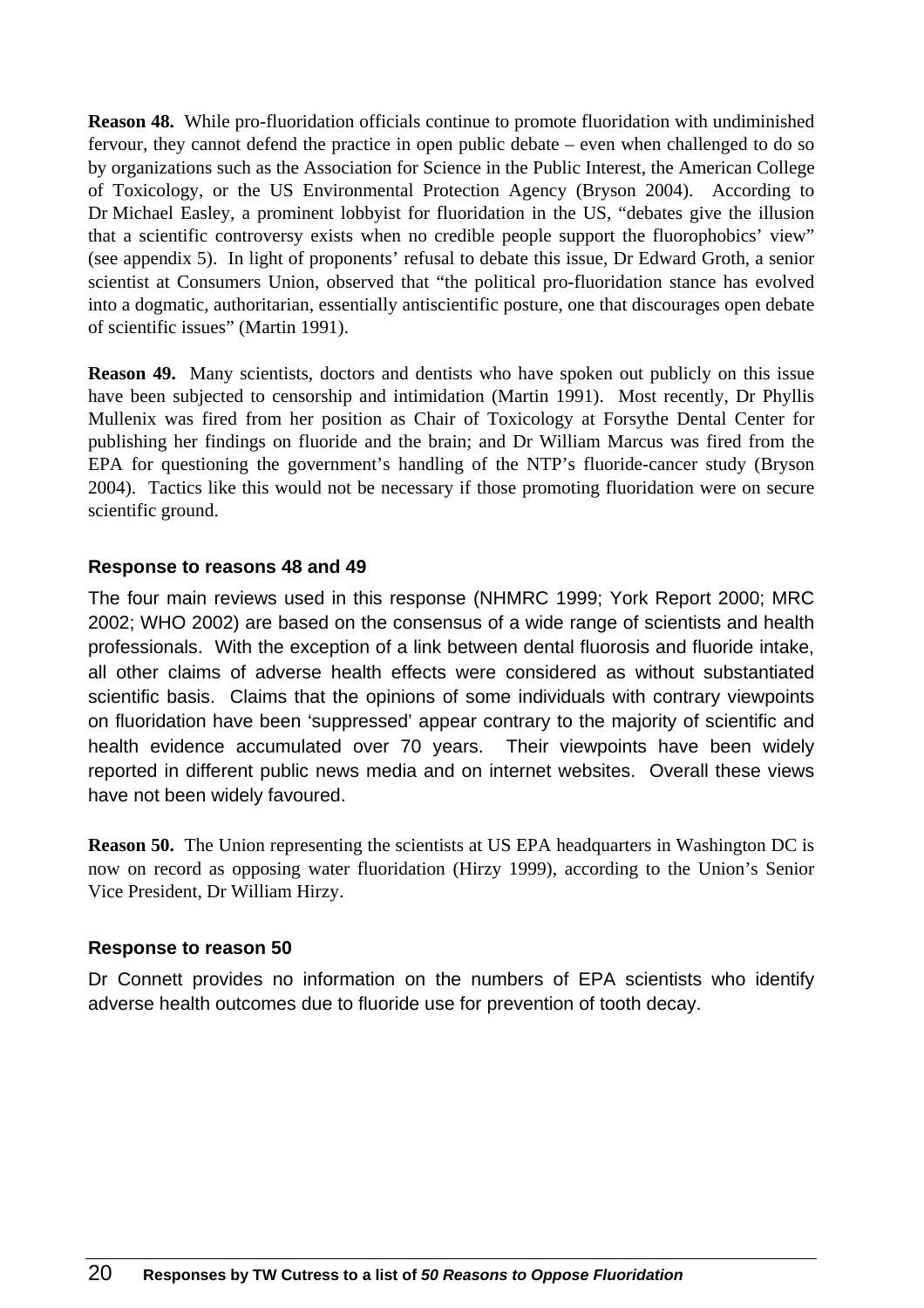**Reason 48.** While pro-fluoridation officials continue to promote fluoridation with undiminished fervour, they cannot defend the practice in open public debate – even when challenged to do so by organizations such as the Association for Science in the Public Interest, the American College of Toxicology, or the US Environmental Protection Agency (Bryson 2004). According to Dr Michael Easley, a prominent lobbyist for fluoridation in the US, "debates give the illusion that a scientific controversy exists when no credible people support the fluorophobics' view" (see appendix 5). In light of proponents' refusal to debate this issue, Dr Edward Groth, a senior scientist at Consumers Union, observed that "the political pro-fluoridation stance has evolved into a dogmatic, authoritarian, essentially antiscientific posture, one that discourages open debate of scientific issues" (Martin 1991).

**Reason 49.** Many scientists, doctors and dentists who have spoken out publicly on this issue have been subjected to censorship and intimidation (Martin 1991). Most recently, Dr Phyllis Mullenix was fired from her position as Chair of Toxicology at Forsythe Dental Center for publishing her findings on fluoride and the brain; and Dr William Marcus was fired from the EPA for questioning the government's handling of the NTP's fluoride-cancer study (Bryson 2004). Tactics like this would not be necessary if those promoting fluoridation were on secure scientific ground.

### Response to reasons 48 and 49

The four main reviews used in this response (NHMRC 1999; York Report 2000; MRC 2002; WHO 2002) are based on the consensus of a wide range of scientists and health professionals. With the exception of a link between dental fluorosis and fluoride intake, all other claims of adverse health effects were considered as without substantiated scientific basis. Claims that the opinions of some individuals with contrary viewpoints on fluoridation have been 'suppressed' appear contrary to the majority of scientific and health evidence accumulated over 70 years. Their viewpoints have been widely reported in different public news media and on internet websites. Overall these views have not been widely favoured.

**Reason 50.** The Union representing the scientists at US EPA headquarters in Washington DC is now on record as opposing water fluoridation (Hirzy 1999), according to the Union's Senior Vice President, Dr William Hirzy.

### Response to reason 50

Dr Connett provides no information on the numbers of EPA scientists who identify adverse health outcomes due to fluoride use for prevention of tooth decay.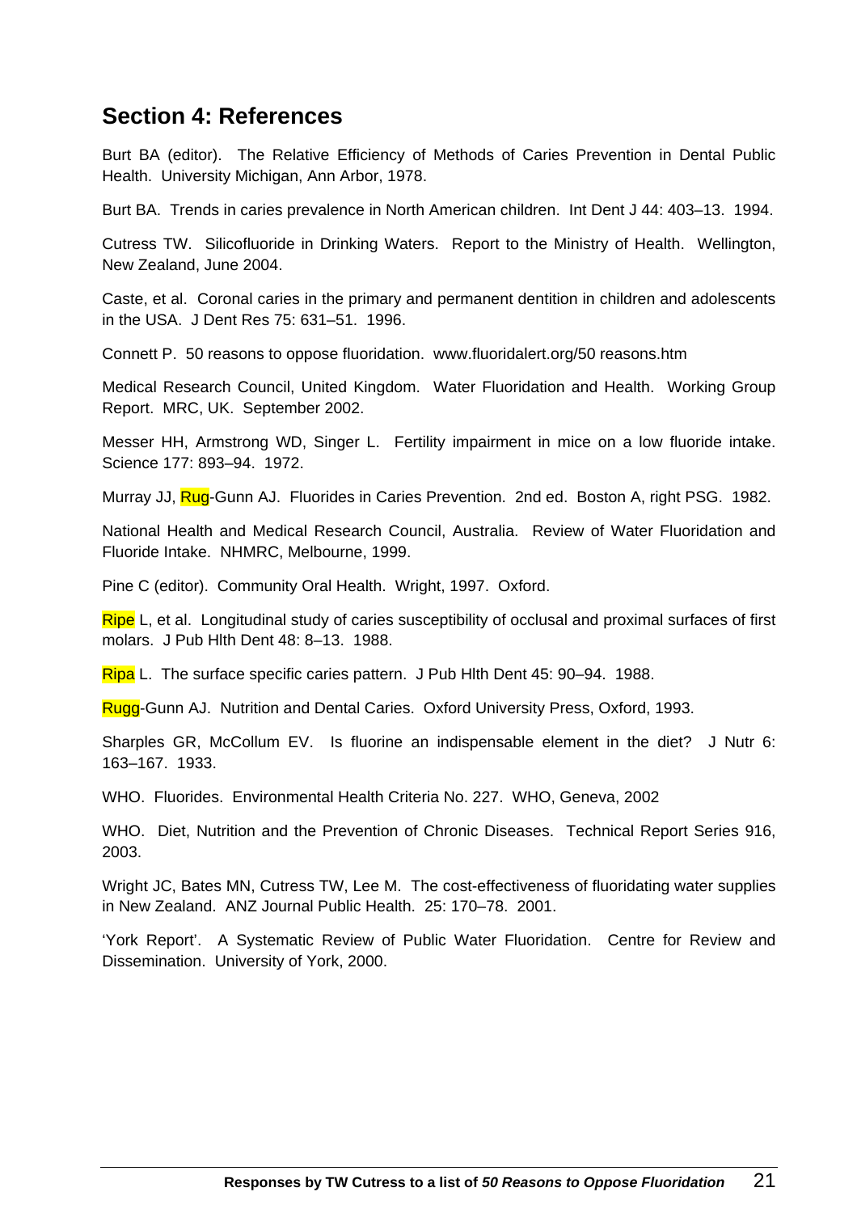## Section 4: References

Burt BA (editor). The Relative Efficiency of Methods of Caries Prevention in Dental Public Health. University Michigan, Ann Arbor, 1978.

Burt BA. Trends in caries prevalence in North American children. Int Dent J 44: 403–13. 1994.

Cutress TW. Silicofluoride in Drinking Waters. Report to the Ministry of Health. Wellington, New Zealand, June 2004.

Caste, et al. Coronal caries in the primary and permanent dentition in children and adolescents in the USA. J Dent Res 75: 631–51. 1996.

Connett P. 50 reasons to oppose fluoridation. www.fluoridalert.org/50 reasons.htm

Medical Research Council, United Kingdom. Water Fluoridation and Health. Working Group Report. MRC, UK. September 2002.

Messer HH, Armstrong WD, Singer L. Fertility impairment in mice on a low fluoride intake. Science 177: 893–94. 1972.

Murray JJ, Rug-Gunn AJ. Fluorides in Caries Prevention. 2nd ed. Boston A, right PSG. 1982.

National Health and Medical Research Council, Australia. Review of Water Fluoridation and Fluoride Intake. NHMRC, Melbourne, 1999.

Pine C (editor). Community Oral Health. Wright, 1997. Oxford.

Ripe L, et al. Longitudinal study of caries susceptibility of occlusal and proximal surfaces of first molars. J Pub Hlth Dent 48: 8–13. 1988.

Ripa L. The surface specific caries pattern. J Pub Hlth Dent 45: 90–94. 1988.

Rugg-Gunn AJ. Nutrition and Dental Caries. Oxford University Press, Oxford, 1993.

Sharples GR, McCollum EV. Is fluorine an indispensable element in the diet? J Nutr 6: 163–167. 1933.

WHO. Fluorides. Environmental Health Criteria No. 227. WHO, Geneva, 2002

WHO. Diet, Nutrition and the Prevention of Chronic Diseases. Technical Report Series 916, 2003.

Wright JC, Bates MN, Cutress TW, Lee M. The cost-effectiveness of fluoridating water supplies in New Zealand. ANZ Journal Public Health. 25: 170–78. 2001.

'York Report'. A Systematic Review of Public Water Fluoridation. Centre for Review and Dissemination. University of York, 2000.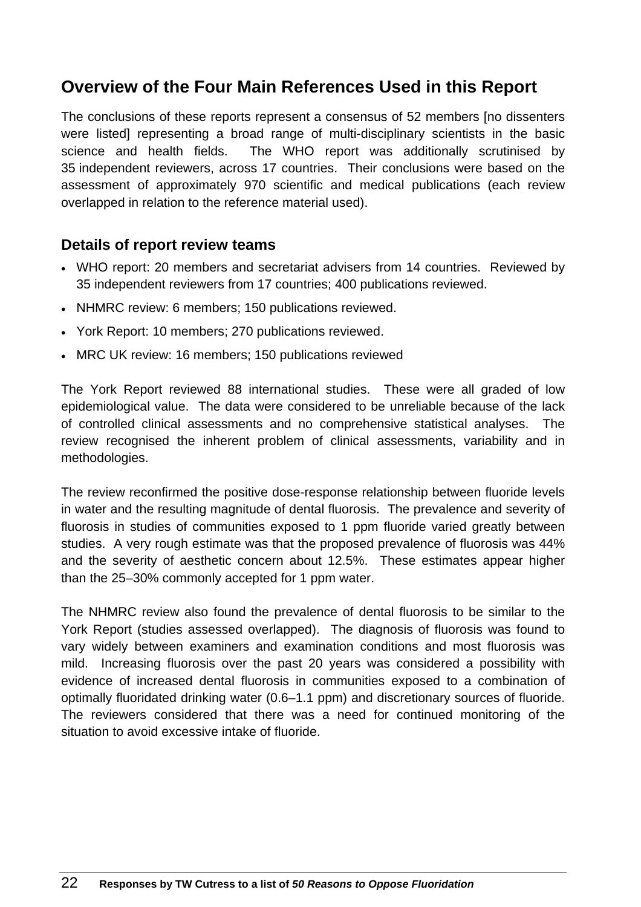## Overview of the Four Main References Used in this Report

The conclusions of these reports represent a consensus of 52 members [no dissenters were listed] representing a broad range of multi-disciplinary scientists in the basic science and health fields. The WHO report was additionally scrutinised by 35 independent reviewers, across 17 countries. Their conclusions were based on the assessment of approximately 970 scientific and medical publications (each review overlapped in relation to the reference material used).

### Details of report review teams

- WHO report: 20 members and secretariat advisers from 14 countries. Reviewed by 35 independent reviewers from 17 countries; 400 publications reviewed.
- NHMRC review: 6 members; 150 publications reviewed.
- York Report: 10 members; 270 publications reviewed.
- MRC UK review: 16 members; 150 publications reviewed

The York Report reviewed 88 international studies. These were all graded of low epidemiological value. The data were considered to be unreliable because of the lack of controlled clinical assessments and no comprehensive statistical analyses. The review recognised the inherent problem of clinical assessments, variability and in methodologies.

The review reconfirmed the positive dose-response relationship between fluoride levels in water and the resulting magnitude of dental fluorosis. The prevalence and severity of fluorosis in studies of communities exposed to 1 ppm fluoride varied greatly between studies. A very rough estimate was that the proposed prevalence of fluorosis was 44% and the severity of aesthetic concern about 12.5%. These estimates appear higher than the 25–30% commonly accepted for 1 ppm water.

The NHMRC review also found the prevalence of dental fluorosis to be similar to the York Report (studies assessed overlapped). The diagnosis of fluorosis was found to vary widely between examiners and examination conditions and most fluorosis was mild. Increasing fluorosis over the past 20 years was considered a possibility with evidence of increased dental fluorosis in communities exposed to a combination of optimally fluoridated drinking water (0.6–1.1 ppm) and discretionary sources of fluoride. The reviewers considered that there was a need for continued monitoring of the situation to avoid excessive intake of fluoride.